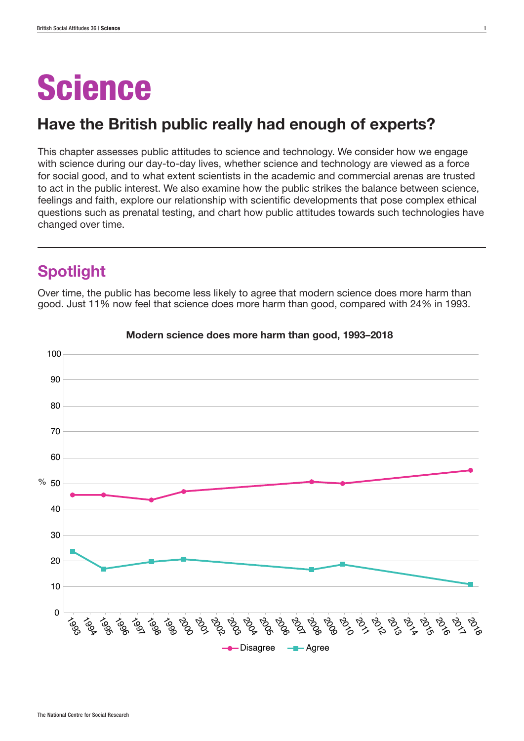# Science

## Have the British public really had enough of experts?

This chapter assesses public attitudes to science and technology. We consider how we engage with science during our day-to-day lives, whether science and technology are viewed as a force for social good, and to what extent scientists in the academic and commercial arenas are trusted to act in the public interest. We also examine how the public strikes the balance between science, feelings and faith, explore our relationship with scientific developments that pose complex ethical questions such as prenatal testing, and chart how public attitudes towards such technologies have changed over time.

---

## Spotlight

Over time, the public has become less likely to agree that modern science does more harm than good. Just 11% now feel that science does more harm than good, compared with 24% in 1993.

**Modern science does more harm than good, 1993–2018**

%

100
90
80
70
60
50
40
30
20
10
0

1993 1994 1995 1996 1997 1998 1999 2000 2001 2002 2003 2004 2005 2006 2007 2008 2009 2010 2011 2012 2013 2014 2015 2016 2017 2018

Disagree
Agree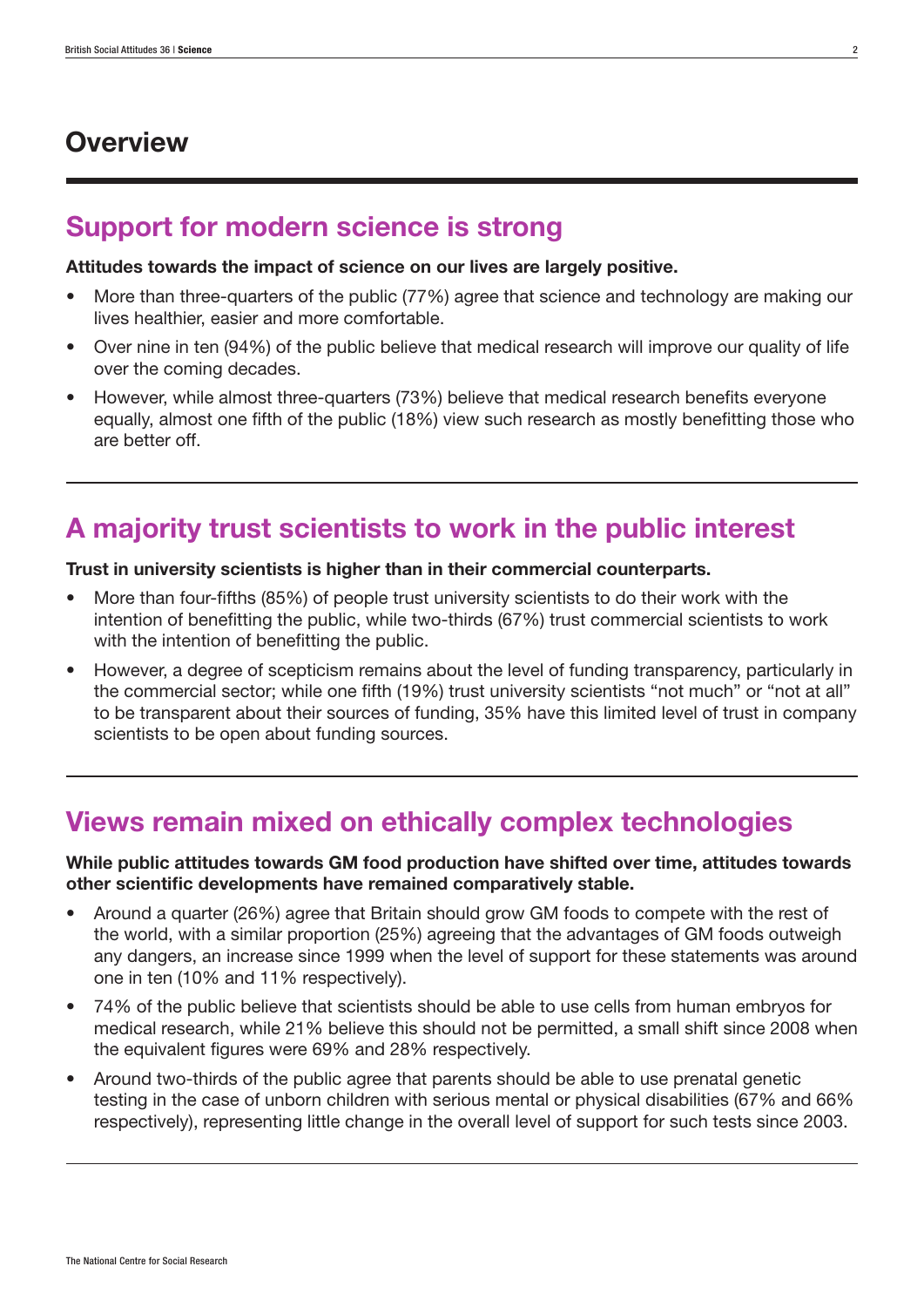# Overview

## Support for modern science is strong

**Attitudes towards the impact of science on our lives are largely positive.**

- More than three-quarters of the public (77%) agree that science and technology are making our lives healthier, easier and more comfortable.
- Over nine in ten (94%) of the public believe that medical research will improve our quality of life over the coming decades.
- However, while almost three-quarters (73%) believe that medical research benefits everyone equally, almost one fifth of the public (18%) view such research as mostly benefitting those who are better off.

## A majority trust scientists to work in the public interest

**Trust in university scientists is higher than in their commercial counterparts.**

- More than four-fifths (85%) of people trust university scientists to do their work with the intention of benefitting the public, while two-thirds (67%) trust commercial scientists to work with the intention of benefitting the public.
- However, a degree of scepticism remains about the level of funding transparency, particularly in the commercial sector; while one fifth (19%) trust university scientists "not much" or "not at all" to be transparent about their sources of funding, 35% have this limited level of trust in company scientists to be open about funding sources.

## Views remain mixed on ethically complex technologies

**While public attitudes towards GM food production have shifted over time, attitudes towards other scientific developments have remained comparatively stable.**

- Around a quarter (26%) agree that Britain should grow GM foods to compete with the rest of the world, with a similar proportion (25%) agreeing that the advantages of GM foods outweigh any dangers, an increase since 1999 when the level of support for these statements was around one in ten (10% and 11% respectively).
- 74% of the public believe that scientists should be able to use cells from human embryos for medical research, while 21% believe this should not be permitted, a small shift since 2008 when the equivalent figures were 69% and 28% respectively.
- Around two-thirds of the public agree that parents should be able to use prenatal genetic testing in the case of unborn children with serious mental or physical disabilities (67% and 66% respectively), representing little change in the overall level of support for such tests since 2003.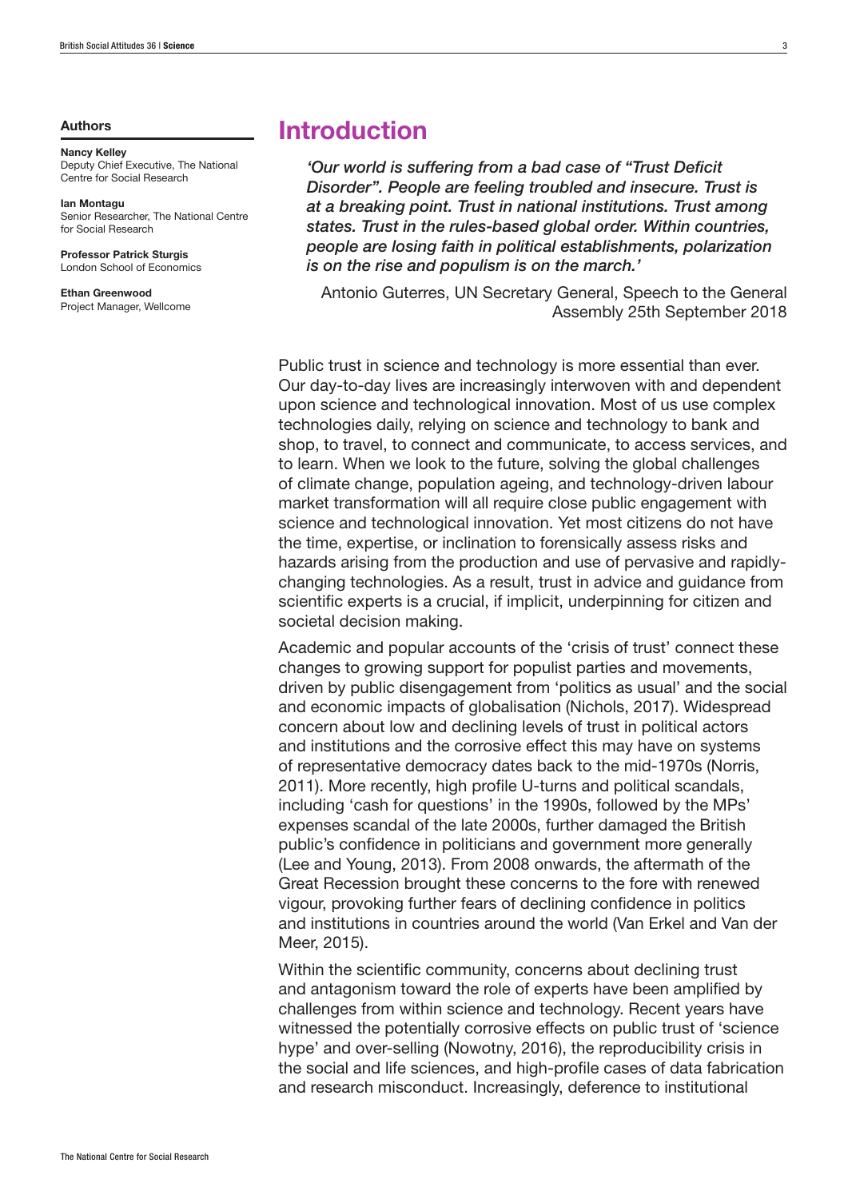**Authors**

**Nancy Kelley**
Deputy Chief Executive, The National Centre for Social Research

**Ian Montagu**
Senior Researcher, The National Centre for Social Research

**Professor Patrick Sturgis**
London School of Economics

**Ethan Greenwood**
Project Manager, Wellcome

# Introduction

*'Our world is suffering from a bad case of "Trust Deficit Disorder". People are feeling troubled and insecure. Trust is at a breaking point. Trust in national institutions. Trust among states. Trust in the rules-based global order. Within countries, people are losing faith in political establishments, polarization is on the rise and populism is on the march.'*

Antonio Guterres, UN Secretary General, Speech to the General Assembly 25th September 2018

Public trust in science and technology is more essential than ever. Our day-to-day lives are increasingly interwoven with and dependent upon science and technological innovation. Most of us use complex technologies daily, relying on science and technology to bank and shop, to travel, to connect and communicate, to access services, and to learn. When we look to the future, solving the global challenges of climate change, population ageing, and technology-driven labour market transformation will all require close public engagement with science and technological innovation. Yet most citizens do not have the time, expertise, or inclination to forensically assess risks and hazards arising from the production and use of pervasive and rapidly-changing technologies. As a result, trust in advice and guidance from scientific experts is a crucial, if implicit, underpinning for citizen and societal decision making.

Academic and popular accounts of the 'crisis of trust' connect these changes to growing support for populist parties and movements, driven by public disengagement from 'politics as usual' and the social and economic impacts of globalisation (Nichols, 2017). Widespread concern about low and declining levels of trust in political actors and institutions and the corrosive effect this may have on systems of representative democracy dates back to the mid-1970s (Norris, 2011). More recently, high profile U-turns and political scandals, including 'cash for questions' in the 1990s, followed by the MPs' expenses scandal of the late 2000s, further damaged the British public's confidence in politicians and government more generally (Lee and Young, 2013). From 2008 onwards, the aftermath of the Great Recession brought these concerns to the fore with renewed vigour, provoking further fears of declining confidence in politics and institutions in countries around the world (Van Erkel and Van der Meer, 2015).

Within the scientific community, concerns about declining trust and antagonism toward the role of experts have been amplified by challenges from within science and technology. Recent years have witnessed the potentially corrosive effects on public trust of 'science hype' and over-selling (Nowotny, 2016), the reproducibility crisis in the social and life sciences, and high-profile cases of data fabrication and research misconduct. Increasingly, deference to institutional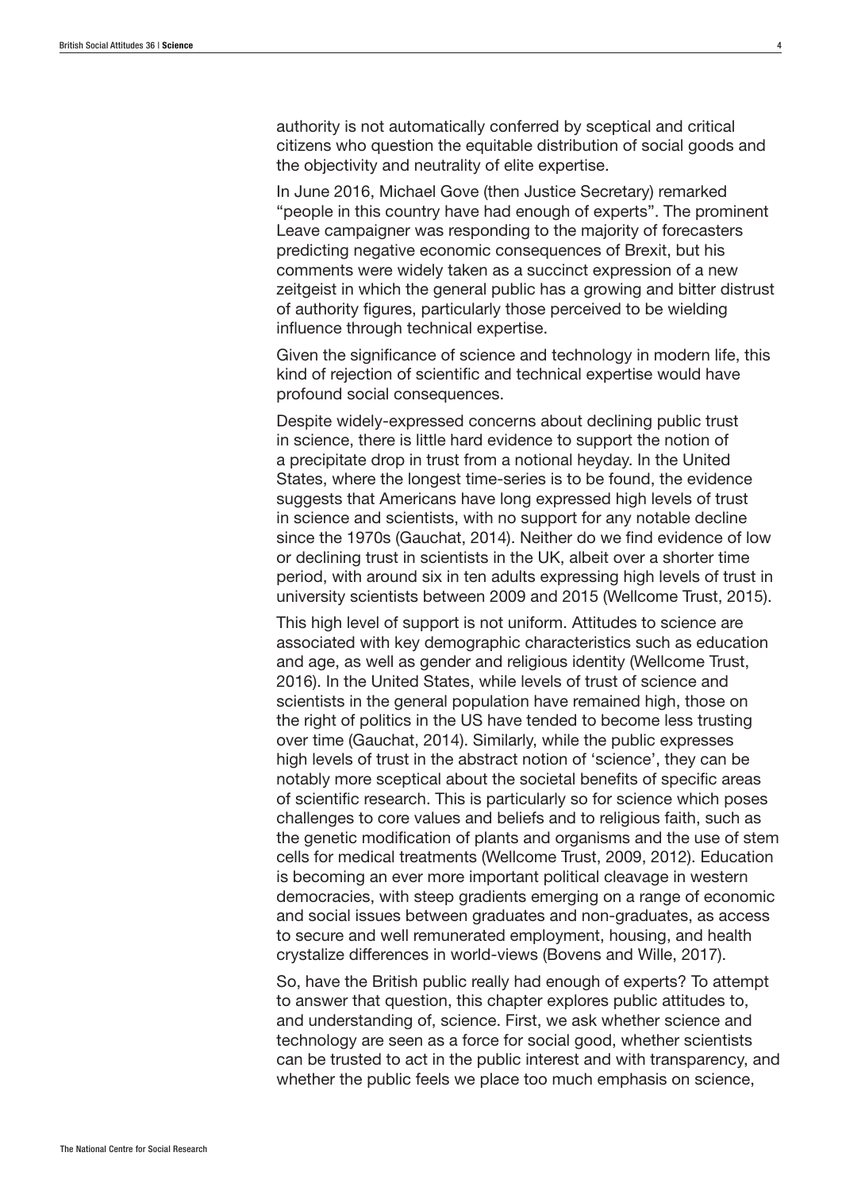authority is not automatically conferred by sceptical and critical citizens who question the equitable distribution of social goods and the objectivity and neutrality of elite expertise.

In June 2016, Michael Gove (then Justice Secretary) remarked "people in this country have had enough of experts". The prominent Leave campaigner was responding to the majority of forecasters predicting negative economic consequences of Brexit, but his comments were widely taken as a succinct expression of a new zeitgeist in which the general public has a growing and bitter distrust of authority figures, particularly those perceived to be wielding influence through technical expertise.

Given the significance of science and technology in modern life, this kind of rejection of scientific and technical expertise would have profound social consequences.

Despite widely-expressed concerns about declining public trust in science, there is little hard evidence to support the notion of a precipitate drop in trust from a notional heyday. In the United States, where the longest time-series is to be found, the evidence suggests that Americans have long expressed high levels of trust in science and scientists, with no support for any notable decline since the 1970s (Gauchat, 2014). Neither do we find evidence of low or declining trust in scientists in the UK, albeit over a shorter time period, with around six in ten adults expressing high levels of trust in university scientists between 2009 and 2015 (Wellcome Trust, 2015).

This high level of support is not uniform. Attitudes to science are associated with key demographic characteristics such as education and age, as well as gender and religious identity (Wellcome Trust, 2016). In the United States, while levels of trust of science and scientists in the general population have remained high, those on the right of politics in the US have tended to become less trusting over time (Gauchat, 2014). Similarly, while the public expresses high levels of trust in the abstract notion of 'science', they can be notably more sceptical about the societal benefits of specific areas of scientific research. This is particularly so for science which poses challenges to core values and beliefs and to religious faith, such as the genetic modification of plants and organisms and the use of stem cells for medical treatments (Wellcome Trust, 2009, 2012). Education is becoming an ever more important political cleavage in western democracies, with steep gradients emerging on a range of economic and social issues between graduates and non-graduates, as access to secure and well remunerated employment, housing, and health crystalize differences in world-views (Bovens and Wille, 2017).

So, have the British public really had enough of experts? To attempt to answer that question, this chapter explores public attitudes to, and understanding of, science. First, we ask whether science and technology are seen as a force for social good, whether scientists can be trusted to act in the public interest and with transparency, and whether the public feels we place too much emphasis on science,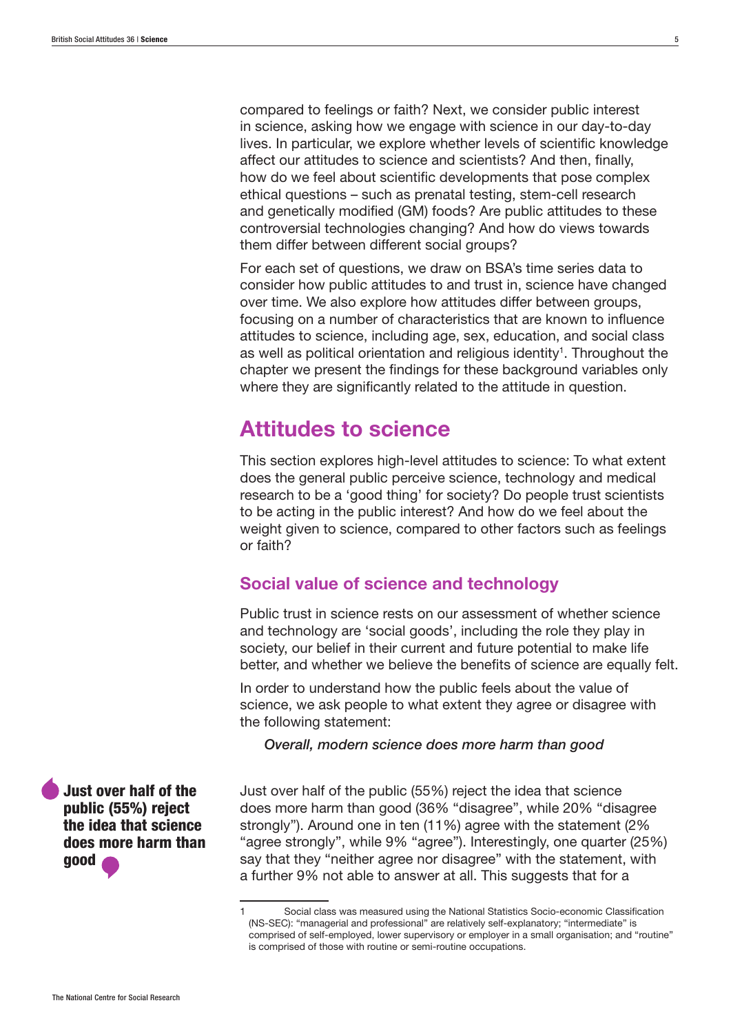compared to feelings or faith? Next, we consider public interest in science, asking how we engage with science in our day-to-day lives. In particular, we explore whether levels of scientific knowledge affect our attitudes to science and scientists? And then, finally, how do we feel about scientific developments that pose complex ethical questions – such as prenatal testing, stem-cell research and genetically modified (GM) foods? Are public attitudes to these controversial technologies changing? And how do views towards them differ between different social groups?

For each set of questions, we draw on BSA's time series data to consider how public attitudes to and trust in, science have changed over time. We also explore how attitudes differ between groups, focusing on a number of characteristics that are known to influence attitudes to science, including age, sex, education, and social class as well as political orientation and religious identity[1]. Throughout the chapter we present the findings for these background variables only where they are significantly related to the attitude in question.

## Attitudes to science

This section explores high-level attitudes to science: To what extent does the general public perceive science, technology and medical research to be a 'good thing' for society? Do people trust scientists to be acting in the public interest? And how do we feel about the weight given to science, compared to other factors such as feelings or faith?

### Social value of science and technology

Public trust in science rests on our assessment of whether science and technology are 'social goods', including the role they play in society, our belief in their current and future potential to make life better, and whether we believe the benefits of science are equally felt.

In order to understand how the public feels about the value of science, we ask people to what extent they agree or disagree with the following statement:

*Overall, modern science does more harm than good*

**Just over half of the public (55%) reject the idea that science does more harm than good**

Just over half of the public (55%) reject the idea that science does more harm than good (36% "disagree", while 20% "disagree strongly"). Around one in ten (11%) agree with the statement (2% "agree strongly", while 9% "agree"). Interestingly, one quarter (25%) say that they "neither agree nor disagree" with the statement, with a further 9% not able to answer at all. This suggests that for a

---

1 Social class was measured using the National Statistics Socio-economic Classification (NS-SEC): "managerial and professional" are relatively self-explanatory; "intermediate" is comprised of self-employed, lower supervisory or employer in a small organisation; and "routine" is comprised of those with routine or semi-routine occupations.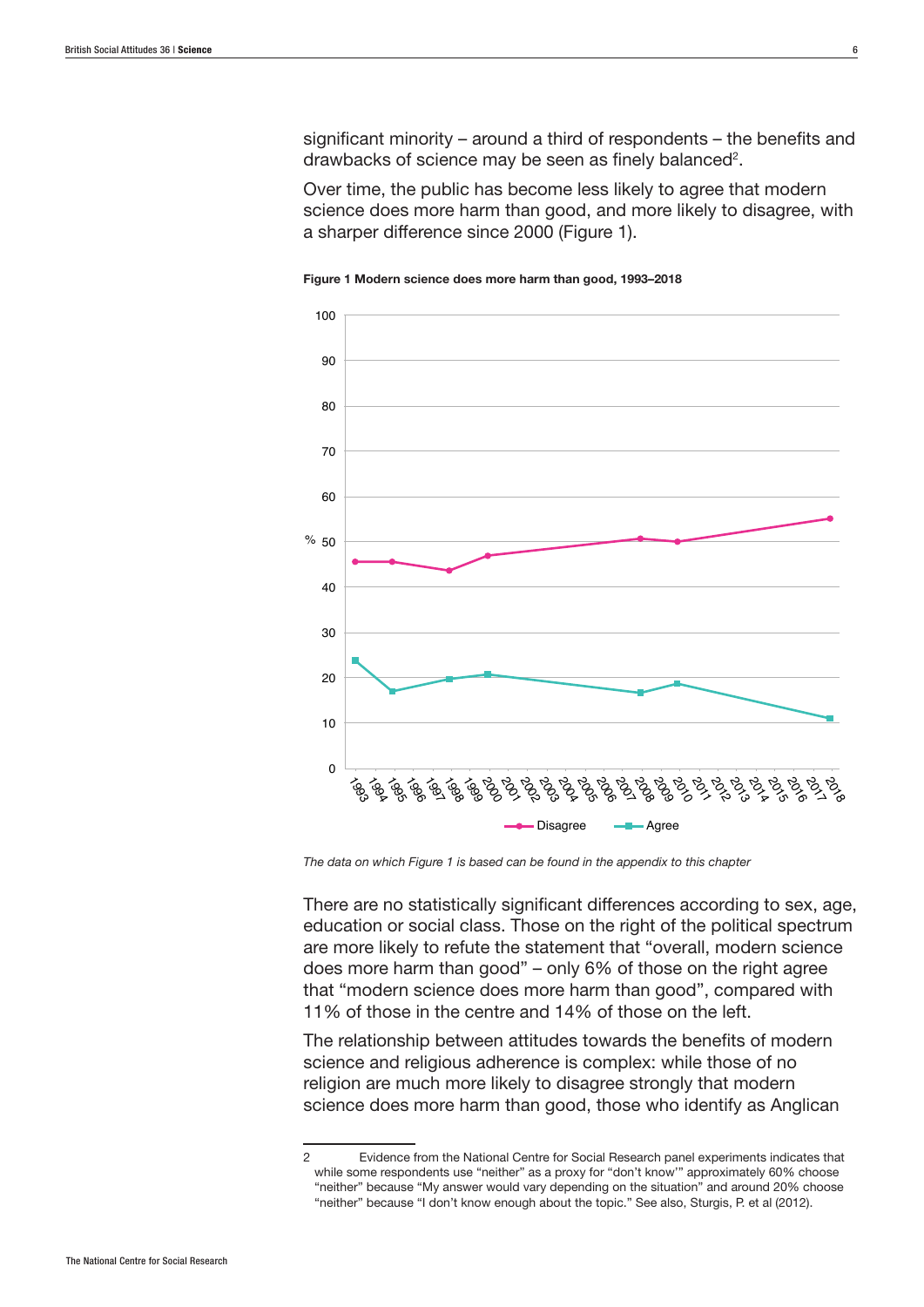significant minority – around a third of respondents – the benefits and drawbacks of science may be seen as finely balanced[2].

Over time, the public has become less likely to agree that modern science does more harm than good, and more likely to disagree, with a sharper difference since 2000 (Figure 1).

**Figure 1 Modern science does more harm than good, 1993–2018**

%

100
90
80
70
60
50
40
30
20
10
0

1993 1994 1995 1996 1997 1998 1999 2000 2001 2002 2003 2004 2005 2006 2007 2008 2009 2010 2011 2012 2013 2014 2015 2016 2017 2018

Disagree
Agree

*The data on which Figure 1 is based can be found in the appendix to this chapter*

There are no statistically significant differences according to sex, age, education or social class. Those on the right of the political spectrum are more likely to refute the statement that "overall, modern science does more harm than good" – only 6% of those on the right agree that "modern science does more harm than good", compared with 11% of those in the centre and 14% of those on the left.

The relationship between attitudes towards the benefits of modern science and religious adherence is complex: while those of no religion are much more likely to disagree strongly that modern science does more harm than good, those who identify as Anglican

---

2 Evidence from the National Centre for Social Research panel experiments indicates that while some respondents use "neither" as a proxy for "don't know'" approximately 60% choose "neither" because "My answer would vary depending on the situation" and around 20% choose "neither" because "I don't know enough about the topic." See also, Sturgis, P. et al (2012).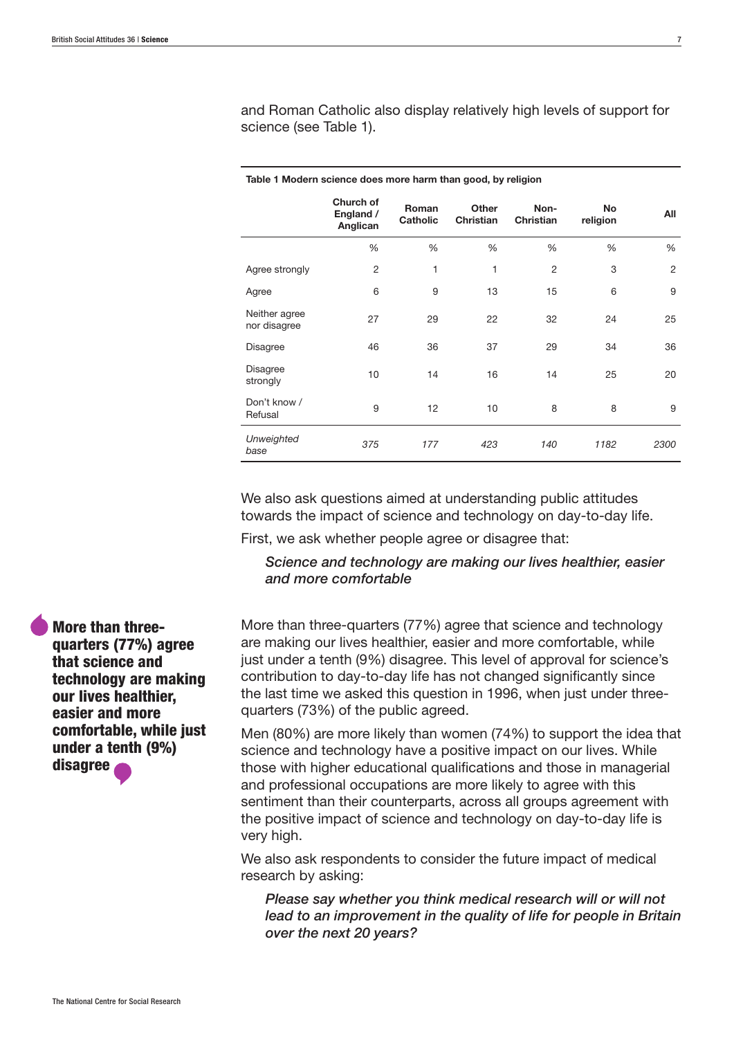and Roman Catholic also display relatively high levels of support for science (see Table 1).

**Table 1 Modern science does more harm than good, by religion**

| | Church of England / Anglican | Roman Catholic | Other Christian | Non-Christian | No religion | All |
|---|---|---|---|---|---|---|
| | % | % | % | % | % | % |
| Agree strongly | 2 | 1 | 1 | 2 | 3 | 2 |
| Agree | 6 | 9 | 13 | 15 | 6 | 9 |
| Neither agree nor disagree | 27 | 29 | 22 | 32 | 24 | 25 |
| Disagree | 46 | 36 | 37 | 29 | 34 | 36 |
| Disagree strongly | 10 | 14 | 16 | 14 | 25 | 20 |
| Don't know / Refusal | 9 | 12 | 10 | 8 | 8 | 9 |
| *Unweighted base* | *375* | *177* | *423* | *140* | *1182* | *2300* |

We also ask questions aimed at understanding public attitudes towards the impact of science and technology on day-to-day life.

First, we ask whether people agree or disagree that:

> ***Science and technology are making our lives healthier, easier and more comfortable***

**More than three-quarters (77%) agree that science and technology are making our lives healthier, easier and more comfortable, while just under a tenth (9%) disagree**

More than three-quarters (77%) agree that science and technology are making our lives healthier, easier and more comfortable, while just under a tenth (9%) disagree. This level of approval for science's contribution to day-to-day life has not changed significantly since the last time we asked this question in 1996, when just under three-quarters (73%) of the public agreed.

Men (80%) are more likely than women (74%) to support the idea that science and technology have a positive impact on our lives. While those with higher educational qualifications and those in managerial and professional occupations are more likely to agree with this sentiment than their counterparts, across all groups agreement with the positive impact of science and technology on day-to-day life is very high.

We also ask respondents to consider the future impact of medical research by asking:

> ***Please say whether you think medical research will or will not lead to an improvement in the quality of life for people in Britain over the next 20 years?***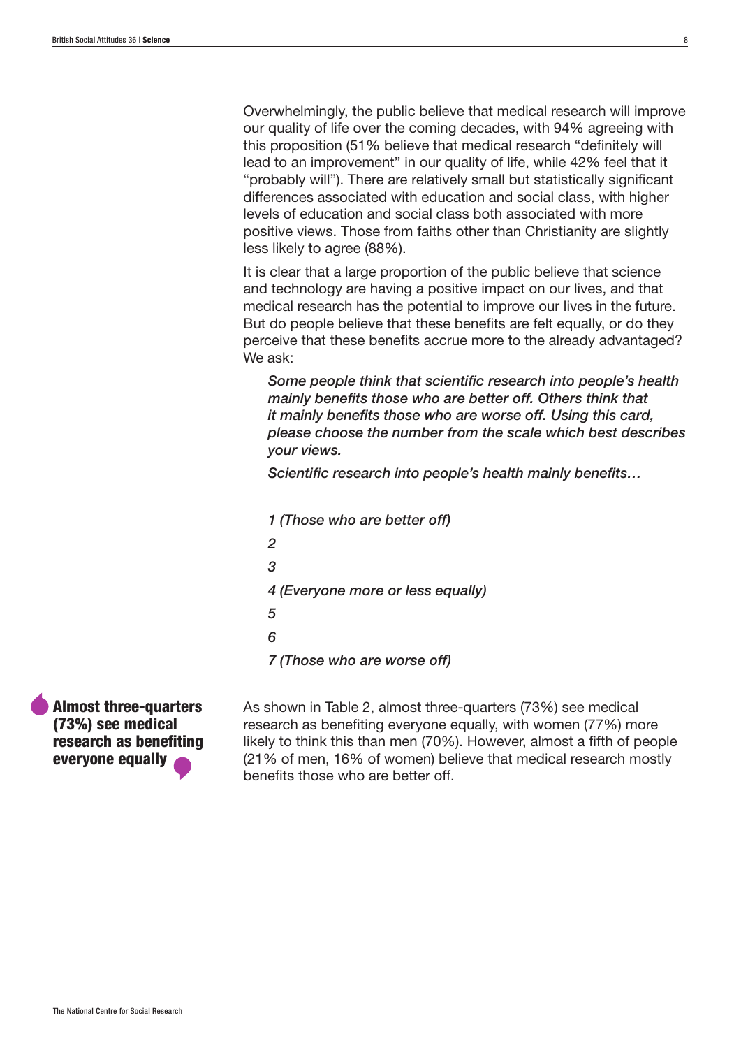Overwhelmingly, the public believe that medical research will improve our quality of life over the coming decades, with 94% agreeing with this proposition (51% believe that medical research "definitely will lead to an improvement" in our quality of life, while 42% feel that it "probably will"). There are relatively small but statistically significant differences associated with education and social class, with higher levels of education and social class both associated with more positive views. Those from faiths other than Christianity are slightly less likely to agree (88%).

It is clear that a large proportion of the public believe that science and technology are having a positive impact on our lives, and that medical research has the potential to improve our lives in the future. But do people believe that these benefits are felt equally, or do they perceive that these benefits accrue more to the already advantaged? We ask:

> *Some people think that scientific research into people's health mainly benefits those who are better off. Others think that it mainly benefits those who are worse off. Using this card, please choose the number from the scale which best describes your views.*
>
> *Scientific research into people's health mainly benefits…*
>
> *1 (Those who are better off)*
>
> *2*
>
> *3*
>
> *4 (Everyone more or less equally)*
>
> *5*
>
> *6*
>
> *7 (Those who are worse off)*

**Almost three-quarters (73%) see medical research as benefiting everyone equally**

As shown in Table 2, almost three-quarters (73%) see medical research as benefiting everyone equally, with women (77%) more likely to think this than men (70%). However, almost a fifth of people (21% of men, 16% of women) believe that medical research mostly benefits those who are better off.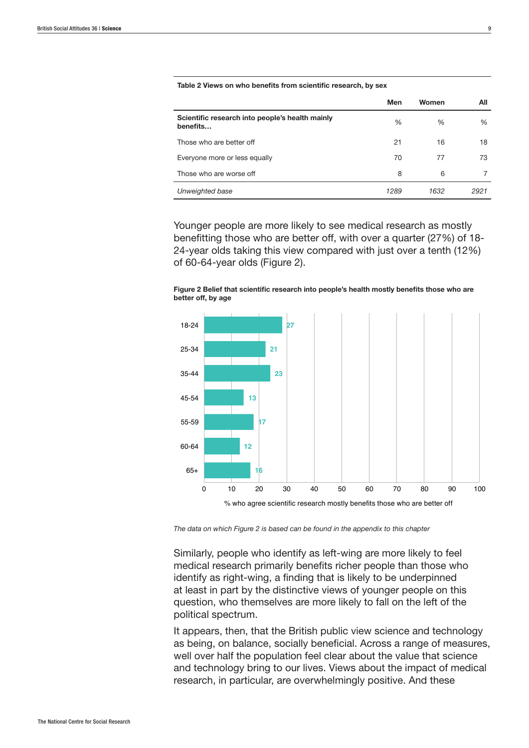**Table 2 Views on who benefits from scientific research, by sex**

| | Men | Women | All |
|---|---|---|---|
| **Scientific research into people's health mainly benefits…** | % | % | % |
| Those who are better off | 21 | 16 | 18 |
| Everyone more or less equally | 70 | 77 | 73 |
| Those who are worse off | 8 | 6 | 7 |
| *Unweighted base* | *1289* | *1632* | *2921* |

Younger people are more likely to see medical research as mostly benefitting those who are better off, with over a quarter (27%) of 18-24-year olds taking this view compared with just over a tenth (12%) of 60-64-year olds (Figure 2).

**Figure 2 Belief that scientific research into people's health mostly benefits those who are better off, by age**

18-24
27
25-34
21
35-44
23
45-54
13
55-59
17
60-64
12
65+
16

0 10 20 30 40 50 60 70 80 90 100

% who agree scientific research mostly benefits those who are better off

*The data on which Figure 2 is based can be found in the appendix to this chapter*

Similarly, people who identify as left-wing are more likely to feel medical research primarily benefits richer people than those who identify as right-wing, a finding that is likely to be underpinned at least in part by the distinctive views of younger people on this question, who themselves are more likely to fall on the left of the political spectrum.

It appears, then, that the British public view science and technology as being, on balance, socially beneficial. Across a range of measures, well over half the population feel clear about the value that science and technology bring to our lives. Views about the impact of medical research, in particular, are overwhelmingly positive. And these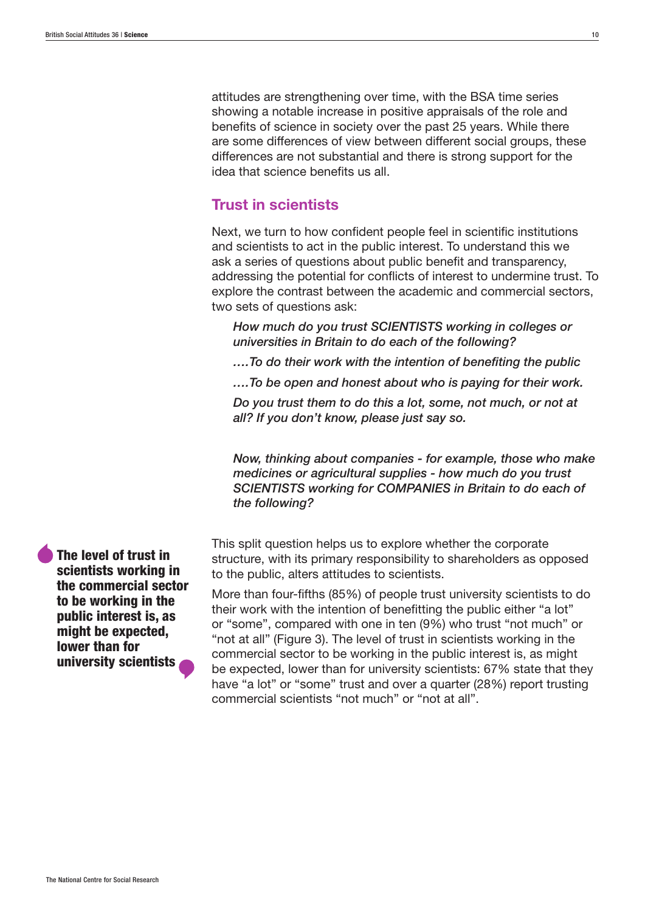attitudes are strengthening over time, with the BSA time series showing a notable increase in positive appraisals of the role and benefits of science in society over the past 25 years. While there are some differences of view between different social groups, these differences are not substantial and there is strong support for the idea that science benefits us all.

## Trust in scientists

Next, we turn to how confident people feel in scientific institutions and scientists to act in the public interest. To understand this we ask a series of questions about public benefit and transparency, addressing the potential for conflicts of interest to undermine trust. To explore the contrast between the academic and commercial sectors, two sets of questions ask:

> *How much do you trust SCIENTISTS working in colleges or universities in Britain to do each of the following?*
>
> *….To do their work with the intention of benefiting the public*
>
> *….To be open and honest about who is paying for their work.*
>
> *Do you trust them to do this a lot, some, not much, or not at all? If you don't know, please just say so.*
>
> *Now, thinking about companies - for example, those who make medicines or agricultural supplies - how much do you trust SCIENTISTS working for COMPANIES in Britain to do each of the following?*

**The level of trust in scientists working in the commercial sector to be working in the public interest is, as might be expected, lower than for university scientists**

This split question helps us to explore whether the corporate structure, with its primary responsibility to shareholders as opposed to the public, alters attitudes to scientists.

More than four-fifths (85%) of people trust university scientists to do their work with the intention of benefitting the public either "a lot" or "some", compared with one in ten (9%) who trust "not much" or "not at all" (Figure 3). The level of trust in scientists working in the commercial sector to be working in the public interest is, as might be expected, lower than for university scientists: 67% state that they have "a lot" or "some" trust and over a quarter (28%) report trusting commercial scientists "not much" or "not at all".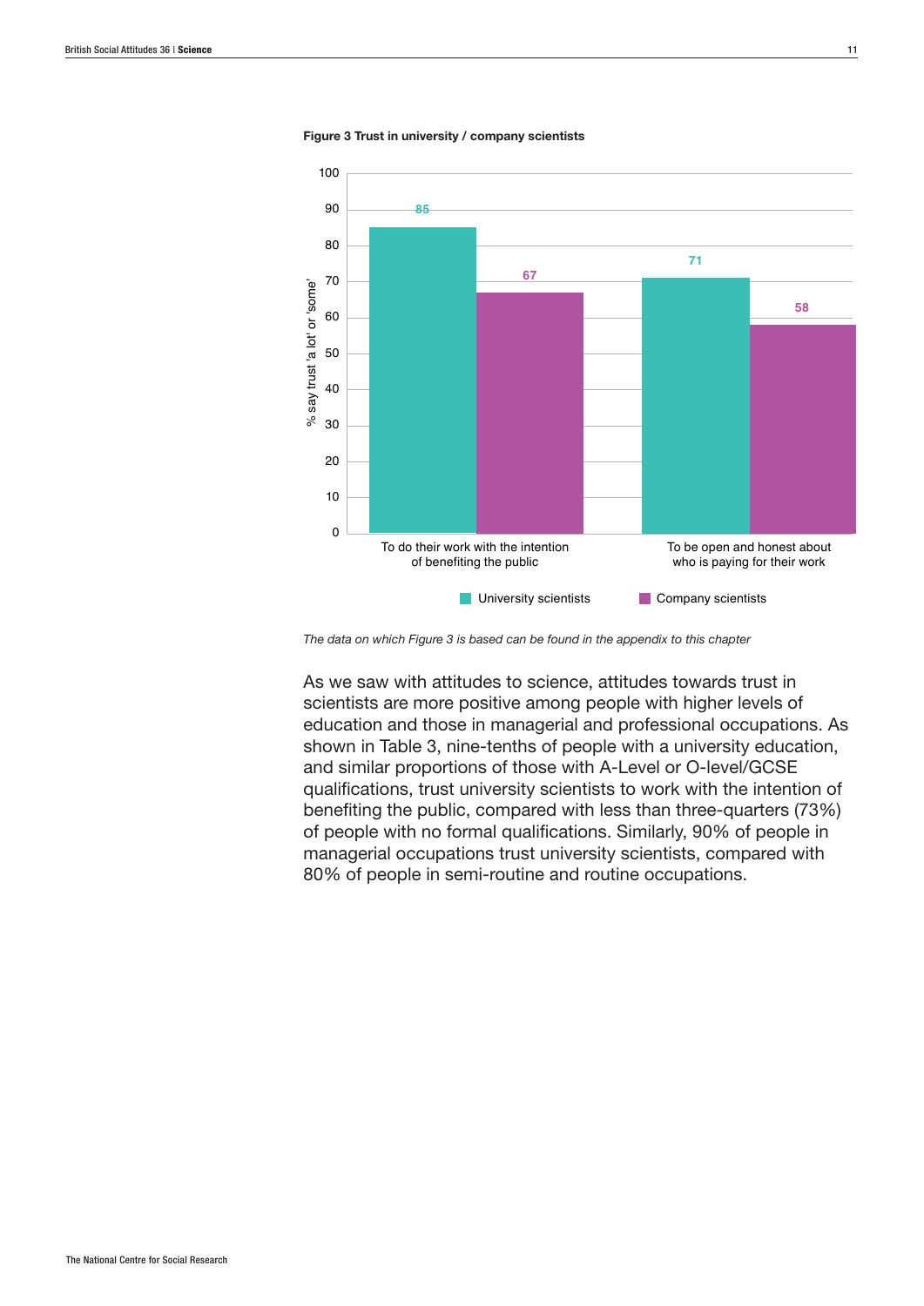**Figure 3 Trust in university / company scientists**

% say trust 'a lot' or 'some'

100
90
80
70
60
50
40
30
20
10
0

85
67
71
58

To do their work with the intention of benefiting the public

To be open and honest about who is paying for their work

University scientists
Company scientists

*The data on which Figure 3 is based can be found in the appendix to this chapter*

As we saw with attitudes to science, attitudes towards trust in scientists are more positive among people with higher levels of education and those in managerial and professional occupations. As shown in Table 3, nine-tenths of people with a university education, and similar proportions of those with A-Level or O-level/GCSE qualifications, trust university scientists to work with the intention of benefiting the public, compared with less than three-quarters (73%) of people with no formal qualifications. Similarly, 90% of people in managerial occupations trust university scientists, compared with 80% of people in semi-routine and routine occupations.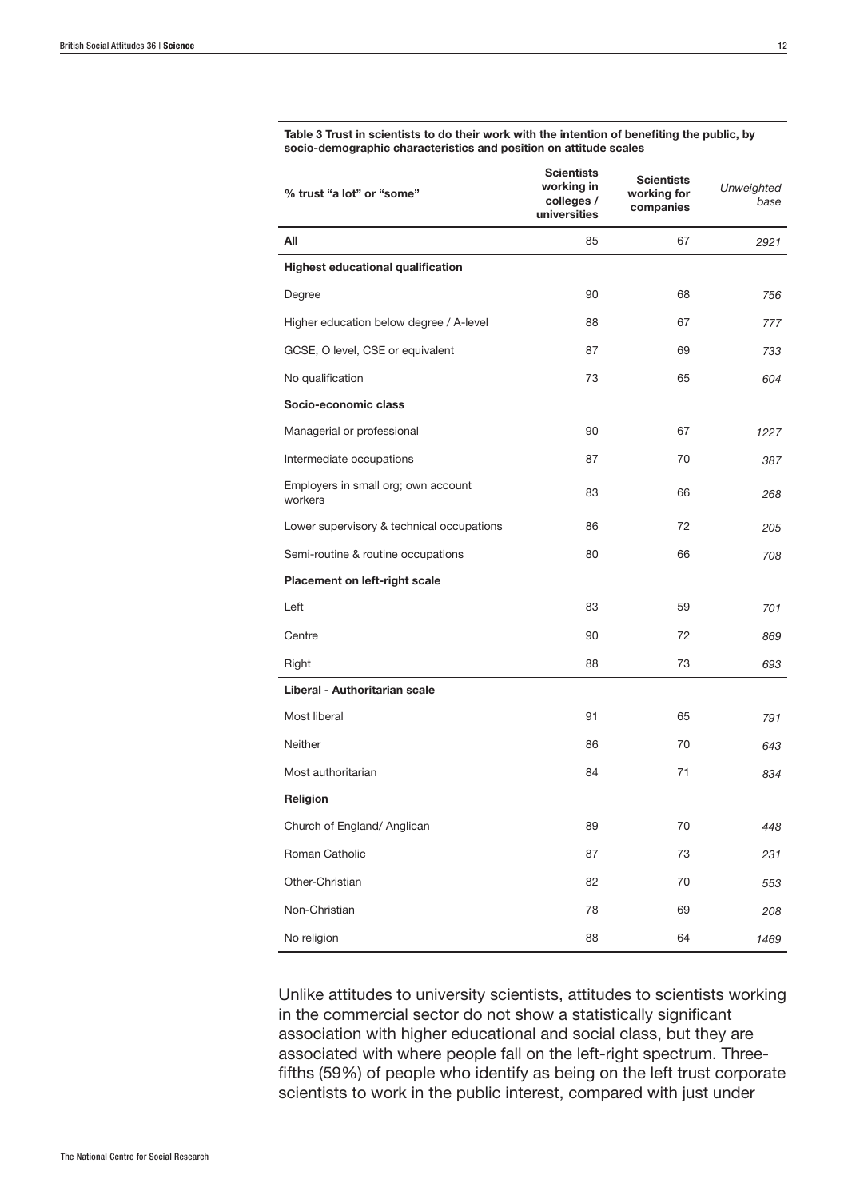**Table 3 Trust in scientists to do their work with the intention of benefiting the public, by socio-demographic characteristics and position on attitude scales**

| % trust "a lot" or "some" | Scientists working in colleges / universities | Scientists working for companies | *Unweighted base* |
|---|---|---|---|
| **All** | 85 | 67 | *2921* |
| **Highest educational qualification** | | | |
| Degree | 90 | 68 | *756* |
| Higher education below degree / A-level | 88 | 67 | *777* |
| GCSE, O level, CSE or equivalent | 87 | 69 | *733* |
| No qualification | 73 | 65 | *604* |
| **Socio-economic class** | | | |
| Managerial or professional | 90 | 67 | *1227* |
| Intermediate occupations | 87 | 70 | *387* |
| Employers in small org; own account workers | 83 | 66 | *268* |
| Lower supervisory & technical occupations | 86 | 72 | *205* |
| Semi-routine & routine occupations | 80 | 66 | *708* |
| **Placement on left-right scale** | | | |
| Left | 83 | 59 | *701* |
| Centre | 90 | 72 | *869* |
| Right | 88 | 73 | *693* |
| **Liberal - Authoritarian scale** | | | |
| Most liberal | 91 | 65 | *791* |
| Neither | 86 | 70 | *643* |
| Most authoritarian | 84 | 71 | *834* |
| **Religion** | | | |
| Church of England/ Anglican | 89 | 70 | *448* |
| Roman Catholic | 87 | 73 | *231* |
| Other-Christian | 82 | 70 | *553* |
| Non-Christian | 78 | 69 | *208* |
| No religion | 88 | 64 | *1469* |

Unlike attitudes to university scientists, attitudes to scientists working in the commercial sector do not show a statistically significant association with higher educational and social class, but they are associated with where people fall on the left-right spectrum. Three-fifths (59%) of people who identify as being on the left trust corporate scientists to work in the public interest, compared with just under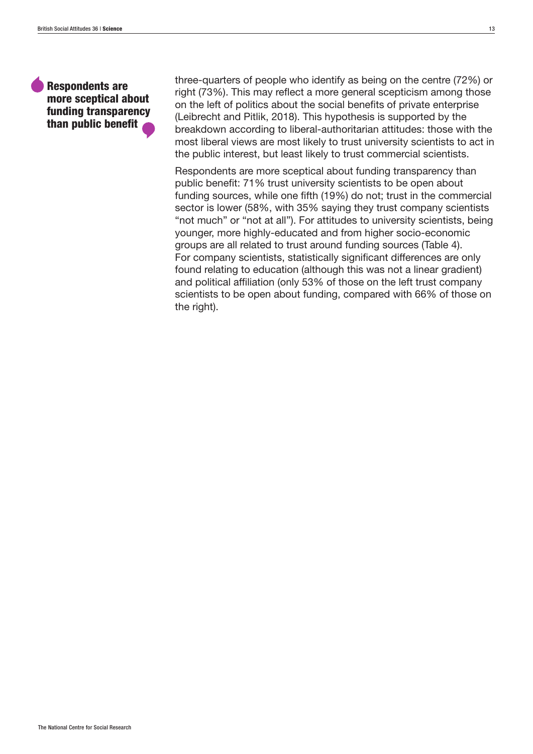> **Respondents are more sceptical about funding transparency than public benefit**

three-quarters of people who identify as being on the centre (72%) or right (73%). This may reflect a more general scepticism among those on the left of politics about the social benefits of private enterprise (Leibrecht and Pitlik, 2018). This hypothesis is supported by the breakdown according to liberal-authoritarian attitudes: those with the most liberal views are most likely to trust university scientists to act in the public interest, but least likely to trust commercial scientists.

Respondents are more sceptical about funding transparency than public benefit: 71% trust university scientists to be open about funding sources, while one fifth (19%) do not; trust in the commercial sector is lower (58%, with 35% saying they trust company scientists "not much" or "not at all"). For attitudes to university scientists, being younger, more highly-educated and from higher socio-economic groups are all related to trust around funding sources (Table 4). For company scientists, statistically significant differences are only found relating to education (although this was not a linear gradient) and political affiliation (only 53% of those on the left trust company scientists to be open about funding, compared with 66% of those on the right).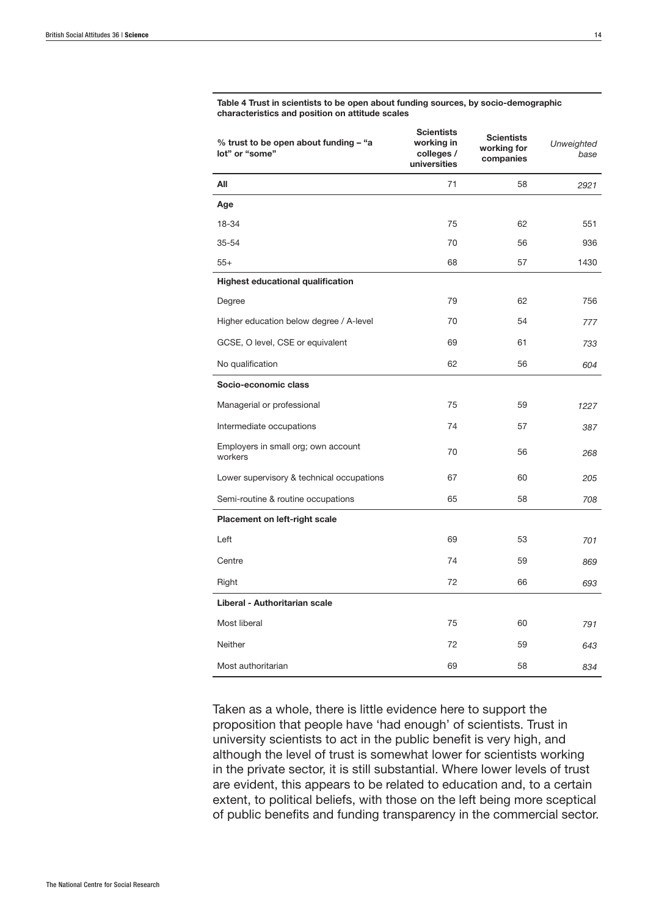**Table 4 Trust in scientists to be open about funding sources, by socio-demographic characteristics and position on attitude scales**

| % trust to be open about funding – "a lot" or "some" | Scientists working in colleges / universities | Scientists working for companies | *Unweighted base* |
|---|---|---|---|
| **All** | 71 | 58 | *2921* |
| **Age** | | | |
| 18-34 | 75 | 62 | 551 |
| 35-54 | 70 | 56 | 936 |
| 55+ | 68 | 57 | 1430 |
| **Highest educational qualification** | | | |
| Degree | 79 | 62 | 756 |
| Higher education below degree / A-level | 70 | 54 | *777* |
| GCSE, O level, CSE or equivalent | 69 | 61 | *733* |
| No qualification | 62 | 56 | *604* |
| **Socio-economic class** | | | |
| Managerial or professional | 75 | 59 | *1227* |
| Intermediate occupations | 74 | 57 | *387* |
| Employers in small org; own account workers | 70 | 56 | *268* |
| Lower supervisory & technical occupations | 67 | 60 | *205* |
| Semi-routine & routine occupations | 65 | 58 | *708* |
| **Placement on left-right scale** | | | |
| Left | 69 | 53 | *701* |
| Centre | 74 | 59 | *869* |
| Right | 72 | 66 | *693* |
| **Liberal - Authoritarian scale** | | | |
| Most liberal | 75 | 60 | *791* |
| Neither | 72 | 59 | *643* |
| Most authoritarian | 69 | 58 | *834* |

Taken as a whole, there is little evidence here to support the proposition that people have 'had enough' of scientists. Trust in university scientists to act in the public benefit is very high, and although the level of trust is somewhat lower for scientists working in the private sector, it is still substantial. Where lower levels of trust are evident, this appears to be related to education and, to a certain extent, to political beliefs, with those on the left being more sceptical of public benefits and funding transparency in the commercial sector.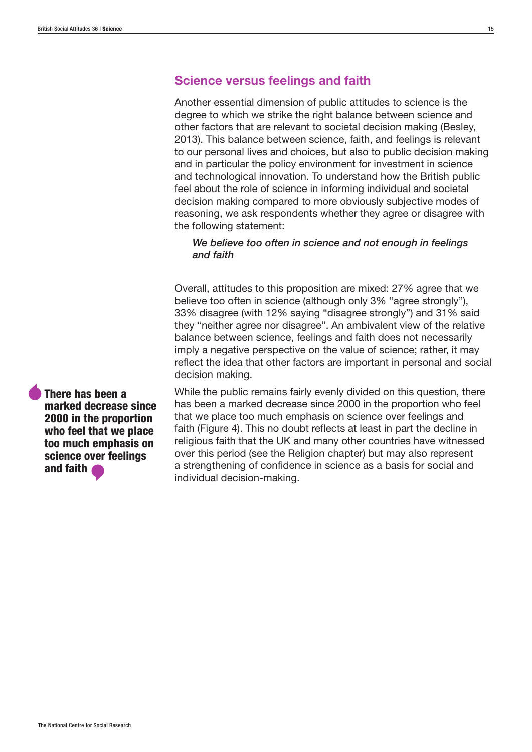## Science versus feelings and faith

Another essential dimension of public attitudes to science is the degree to which we strike the right balance between science and other factors that are relevant to societal decision making (Besley, 2013). This balance between science, faith, and feelings is relevant to our personal lives and choices, but also to public decision making and in particular the policy environment for investment in science and technological innovation. To understand how the British public feel about the role of science in informing individual and societal decision making compared to more obviously subjective modes of reasoning, we ask respondents whether they agree or disagree with the following statement:

> *We believe too often in science and not enough in feelings and faith*

Overall, attitudes to this proposition are mixed: 27% agree that we believe too often in science (although only 3% "agree strongly"), 33% disagree (with 12% saying "disagree strongly") and 31% said they "neither agree nor disagree". An ambivalent view of the relative balance between science, feelings and faith does not necessarily imply a negative perspective on the value of science; rather, it may reflect the idea that other factors are important in personal and social decision making.

**There has been a marked decrease since 2000 in the proportion who feel that we place too much emphasis on science over feelings and faith**

While the public remains fairly evenly divided on this question, there has been a marked decrease since 2000 in the proportion who feel that we place too much emphasis on science over feelings and faith (Figure 4). This no doubt reflects at least in part the decline in religious faith that the UK and many other countries have witnessed over this period (see the Religion chapter) but may also represent a strengthening of confidence in science as a basis for social and individual decision-making.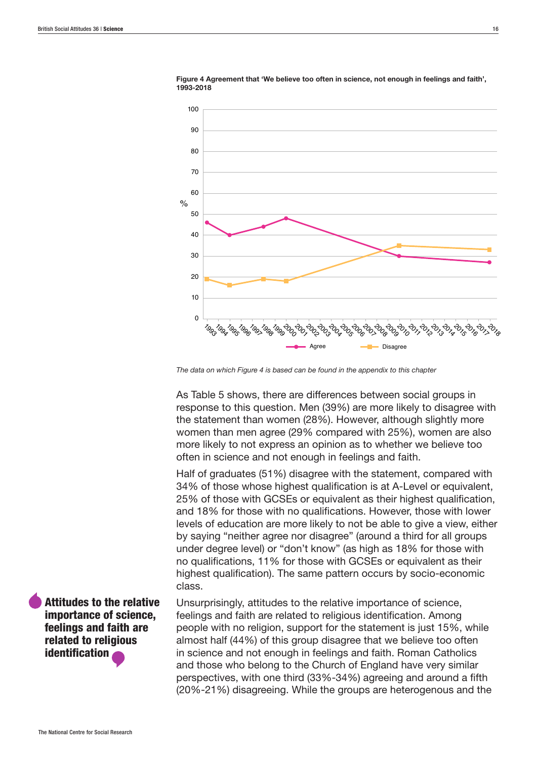**Figure 4 Agreement that 'We believe too often in science, not enough in feelings and faith', 1993-2018**

100
90
80
70
60
%
50
40
30
20
10
0

1993 1994 1995 1996 1997 1998 1999 2000 2001 2002 2003 2004 2005 2006 2007 2008 2009 2010 2011 2012 2013 2014 2015 2016 2017 2018

Agree
Disagree

*The data on which Figure 4 is based can be found in the appendix to this chapter*

As Table 5 shows, there are differences between social groups in response to this question. Men (39%) are more likely to disagree with the statement than women (28%). However, although slightly more women than men agree (29% compared with 25%), women are also more likely to not express an opinion as to whether we believe too often in science and not enough in feelings and faith.

Half of graduates (51%) disagree with the statement, compared with 34% of those whose highest qualification is at A-Level or equivalent, 25% of those with GCSEs or equivalent as their highest qualification, and 18% for those with no qualifications. However, those with lower levels of education are more likely to not be able to give a view, either by saying "neither agree nor disagree" (around a third for all groups under degree level) or "don't know" (as high as 18% for those with no qualifications, 11% for those with GCSEs or equivalent as their highest qualification). The same pattern occurs by socio-economic class.

**Attitudes to the relative importance of science, feelings and faith are related to religious identification**

Unsurprisingly, attitudes to the relative importance of science, feelings and faith are related to religious identification. Among people with no religion, support for the statement is just 15%, while almost half (44%) of this group disagree that we believe too often in science and not enough in feelings and faith. Roman Catholics and those who belong to the Church of England have very similar perspectives, with one third (33%-34%) agreeing and around a fifth (20%-21%) disagreeing. While the groups are heterogenous and the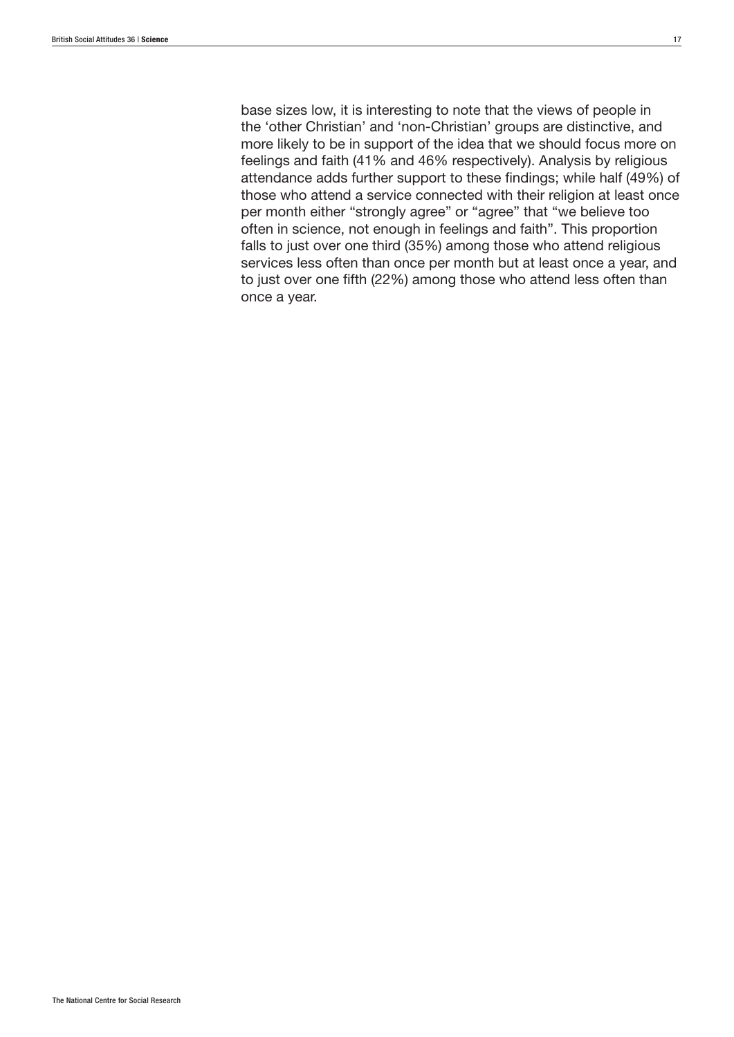base sizes low, it is interesting to note that the views of people in the 'other Christian' and 'non-Christian' groups are distinctive, and more likely to be in support of the idea that we should focus more on feelings and faith (41% and 46% respectively). Analysis by religious attendance adds further support to these findings; while half (49%) of those who attend a service connected with their religion at least once per month either "strongly agree" or "agree" that "we believe too often in science, not enough in feelings and faith". This proportion falls to just over one third (35%) among those who attend religious services less often than once per month but at least once a year, and to just over one fifth (22%) among those who attend less often than once a year.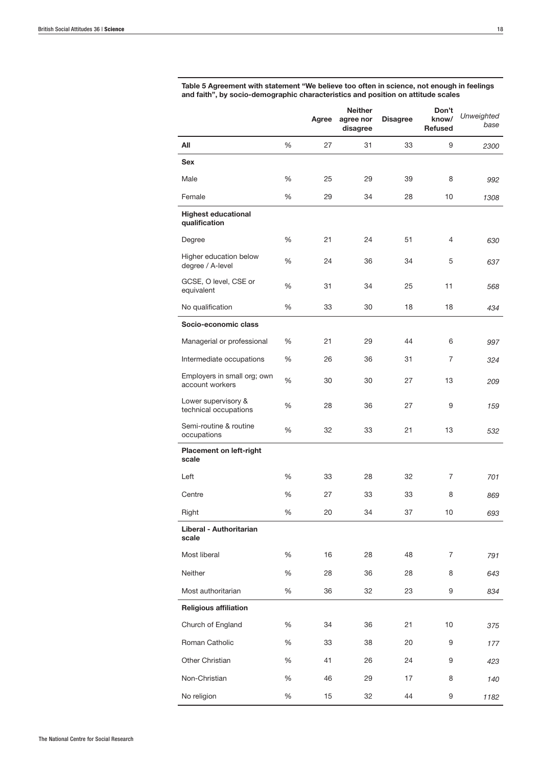**Table 5 Agreement with statement "We believe too often in science, not enough in feelings and faith", by socio-demographic characteristics and position on attitude scales**

| | | Agree | Neither agree nor disagree | Disagree | Don't know/ Refused | *Unweighted base* |
|---|---|---|---|---|---|---|
| **All** | % | 27 | 31 | 33 | 9 | *2300* |
| **Sex** | | | | | | |
| Male | % | 25 | 29 | 39 | 8 | *992* |
| Female | % | 29 | 34 | 28 | 10 | *1308* |
| **Highest educational qualification** | | | | | | |
| Degree | % | 21 | 24 | 51 | 4 | *630* |
| Higher education below degree / A-level | % | 24 | 36 | 34 | 5 | *637* |
| GCSE, O level, CSE or equivalent | % | 31 | 34 | 25 | 11 | *568* |
| No qualification | % | 33 | 30 | 18 | 18 | *434* |
| **Socio-economic class** | | | | | | |
| Managerial or professional | % | 21 | 29 | 44 | 6 | *997* |
| Intermediate occupations | % | 26 | 36 | 31 | 7 | *324* |
| Employers in small org; own account workers | % | 30 | 30 | 27 | 13 | *209* |
| Lower supervisory & technical occupations | % | 28 | 36 | 27 | 9 | *159* |
| Semi-routine & routine occupations | % | 32 | 33 | 21 | 13 | *532* |
| **Placement on left-right scale** | | | | | | |
| Left | % | 33 | 28 | 32 | 7 | *701* |
| Centre | % | 27 | 33 | 33 | 8 | *869* |
| Right | % | 20 | 34 | 37 | 10 | *693* |
| **Liberal - Authoritarian scale** | | | | | | |
| Most liberal | % | 16 | 28 | 48 | 7 | *791* |
| Neither | % | 28 | 36 | 28 | 8 | *643* |
| Most authoritarian | % | 36 | 32 | 23 | 9 | *834* |
| **Religious affiliation** | | | | | | |
| Church of England | % | 34 | 36 | 21 | 10 | *375* |
| Roman Catholic | % | 33 | 38 | 20 | 9 | *177* |
| Other Christian | % | 41 | 26 | 24 | 9 | *423* |
| Non-Christian | % | 46 | 29 | 17 | 8 | *140* |
| No religion | % | 15 | 32 | 44 | 9 | *1182* |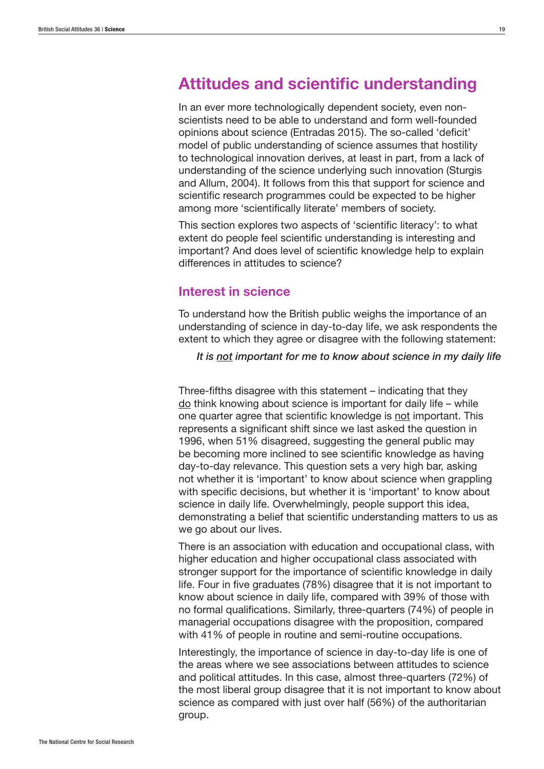## Attitudes and scientific understanding

In an ever more technologically dependent society, even non-scientists need to be able to understand and form well-founded opinions about science (Entradas 2015). The so-called 'deficit' model of public understanding of science assumes that hostility to technological innovation derives, at least in part, from a lack of understanding of the science underlying such innovation (Sturgis and Allum, 2004). It follows from this that support for science and scientific research programmes could be expected to be higher among more 'scientifically literate' members of society.

This section explores two aspects of 'scientific literacy': to what extent do people feel scientific understanding is interesting and important? And does level of scientific knowledge help to explain differences in attitudes to science?

### Interest in science

To understand how the British public weighs the importance of an understanding of science in day-to-day life, we ask respondents the extent to which they agree or disagree with the following statement:

> ***It is not important for me to know about science in my daily life***

Three-fifths disagree with this statement – indicating that they do think knowing about science is important for daily life – while one quarter agree that scientific knowledge is not important. This represents a significant shift since we last asked the question in 1996, when 51% disagreed, suggesting the general public may be becoming more inclined to see scientific knowledge as having day-to-day relevance. This question sets a very high bar, asking not whether it is 'important' to know about science when grappling with specific decisions, but whether it is 'important' to know about science in daily life. Overwhelmingly, people support this idea, demonstrating a belief that scientific understanding matters to us as we go about our lives.

There is an association with education and occupational class, with higher education and higher occupational class associated with stronger support for the importance of scientific knowledge in daily life. Four in five graduates (78%) disagree that it is not important to know about science in daily life, compared with 39% of those with no formal qualifications. Similarly, three-quarters (74%) of people in managerial occupations disagree with the proposition, compared with 41% of people in routine and semi-routine occupations.

Interestingly, the importance of science in day-to-day life is one of the areas where we see associations between attitudes to science and political attitudes. In this case, almost three-quarters (72%) of the most liberal group disagree that it is not important to know about science as compared with just over half (56%) of the authoritarian group.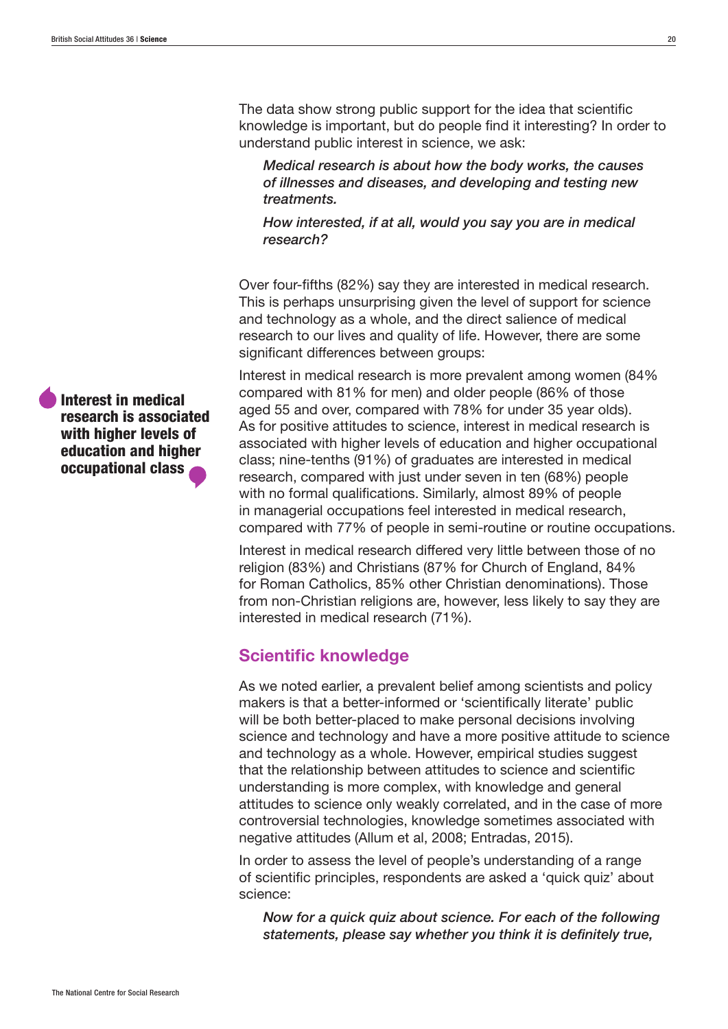The data show strong public support for the idea that scientific knowledge is important, but do people find it interesting? In order to understand public interest in science, we ask:

> *Medical research is about how the body works, the causes of illnesses and diseases, and developing and testing new treatments.*
>
> *How interested, if at all, would you say you are in medical research?*

Over four-fifths (82%) say they are interested in medical research. This is perhaps unsurprising given the level of support for science and technology as a whole, and the direct salience of medical research to our lives and quality of life. However, there are some significant differences between groups:

**Interest in medical research is associated with higher levels of education and higher occupational class**

Interest in medical research is more prevalent among women (84% compared with 81% for men) and older people (86% of those aged 55 and over, compared with 78% for under 35 year olds). As for positive attitudes to science, interest in medical research is associated with higher levels of education and higher occupational class; nine-tenths (91%) of graduates are interested in medical research, compared with just under seven in ten (68%) people with no formal qualifications. Similarly, almost 89% of people in managerial occupations feel interested in medical research, compared with 77% of people in semi-routine or routine occupations.

Interest in medical research differed very little between those of no religion (83%) and Christians (87% for Church of England, 84% for Roman Catholics, 85% other Christian denominations). Those from non-Christian religions are, however, less likely to say they are interested in medical research (71%).

## Scientific knowledge

As we noted earlier, a prevalent belief among scientists and policy makers is that a better-informed or 'scientifically literate' public will be both better-placed to make personal decisions involving science and technology and have a more positive attitude to science and technology as a whole. However, empirical studies suggest that the relationship between attitudes to science and scientific understanding is more complex, with knowledge and general attitudes to science only weakly correlated, and in the case of more controversial technologies, knowledge sometimes associated with negative attitudes (Allum et al, 2008; Entradas, 2015).

In order to assess the level of people's understanding of a range of scientific principles, respondents are asked a 'quick quiz' about science:

> *Now for a quick quiz about science. For each of the following statements, please say whether you think it is definitely true,*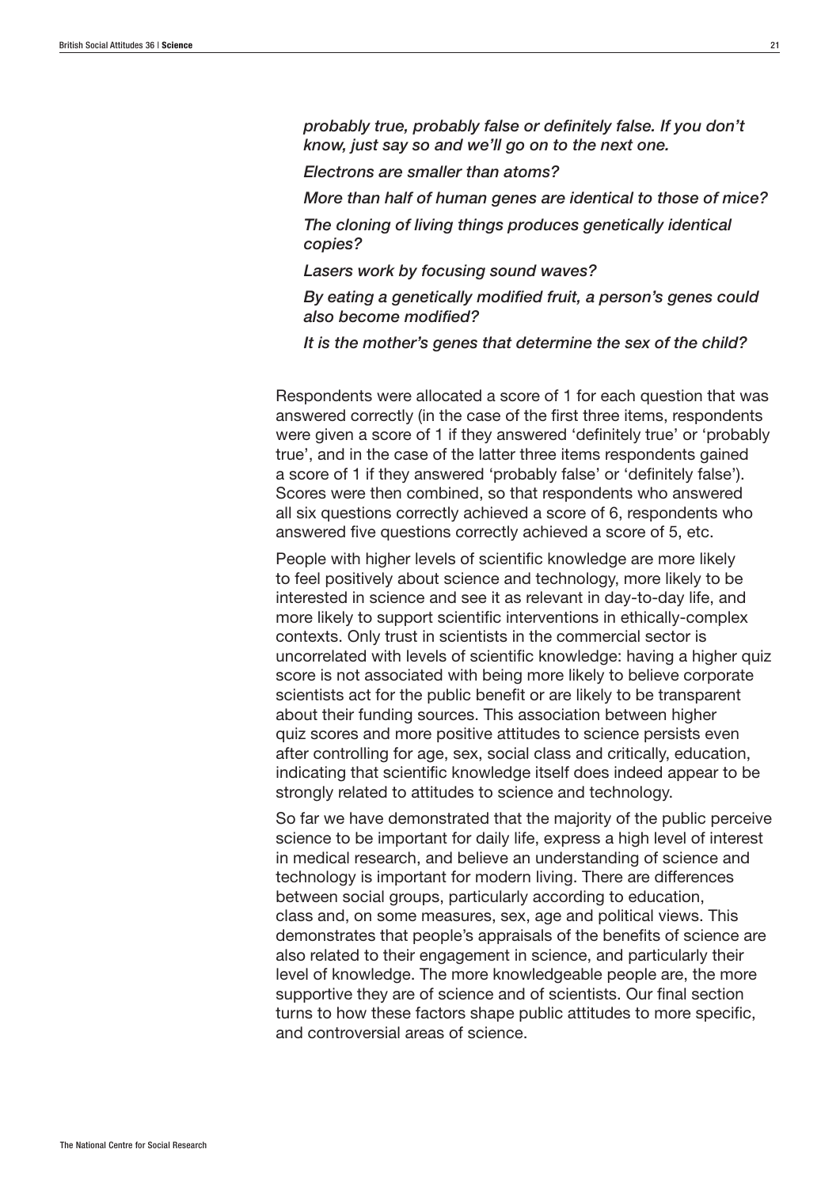*probably true, probably false or definitely false. If you don't know, just say so and we'll go on to the next one.*

*Electrons are smaller than atoms?*

*More than half of human genes are identical to those of mice?*

*The cloning of living things produces genetically identical copies?*

*Lasers work by focusing sound waves?*

*By eating a genetically modified fruit, a person's genes could also become modified?*

*It is the mother's genes that determine the sex of the child?*

Respondents were allocated a score of 1 for each question that was answered correctly (in the case of the first three items, respondents were given a score of 1 if they answered 'definitely true' or 'probably true', and in the case of the latter three items respondents gained a score of 1 if they answered 'probably false' or 'definitely false'). Scores were then combined, so that respondents who answered all six questions correctly achieved a score of 6, respondents who answered five questions correctly achieved a score of 5, etc.

People with higher levels of scientific knowledge are more likely to feel positively about science and technology, more likely to be interested in science and see it as relevant in day-to-day life, and more likely to support scientific interventions in ethically-complex contexts. Only trust in scientists in the commercial sector is uncorrelated with levels of scientific knowledge: having a higher quiz score is not associated with being more likely to believe corporate scientists act for the public benefit or are likely to be transparent about their funding sources. This association between higher quiz scores and more positive attitudes to science persists even after controlling for age, sex, social class and critically, education, indicating that scientific knowledge itself does indeed appear to be strongly related to attitudes to science and technology.

So far we have demonstrated that the majority of the public perceive science to be important for daily life, express a high level of interest in medical research, and believe an understanding of science and technology is important for modern living. There are differences between social groups, particularly according to education, class and, on some measures, sex, age and political views. This demonstrates that people's appraisals of the benefits of science are also related to their engagement in science, and particularly their level of knowledge. The more knowledgeable people are, the more supportive they are of science and of scientists. Our final section turns to how these factors shape public attitudes to more specific, and controversial areas of science.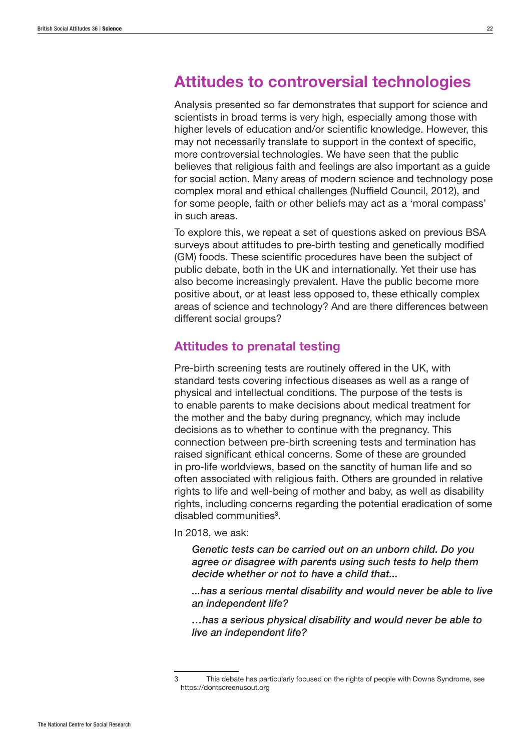## Attitudes to controversial technologies

Analysis presented so far demonstrates that support for science and scientists in broad terms is very high, especially among those with higher levels of education and/or scientific knowledge. However, this may not necessarily translate to support in the context of specific, more controversial technologies. We have seen that the public believes that religious faith and feelings are also important as a guide for social action. Many areas of modern science and technology pose complex moral and ethical challenges (Nuffield Council, 2012), and for some people, faith or other beliefs may act as a 'moral compass' in such areas.

To explore this, we repeat a set of questions asked on previous BSA surveys about attitudes to pre-birth testing and genetically modified (GM) foods. These scientific procedures have been the subject of public debate, both in the UK and internationally. Yet their use has also become increasingly prevalent. Have the public become more positive about, or at least less opposed to, these ethically complex areas of science and technology? And are there differences between different social groups?

### Attitudes to prenatal testing

Pre-birth screening tests are routinely offered in the UK, with standard tests covering infectious diseases as well as a range of physical and intellectual conditions. The purpose of the tests is to enable parents to make decisions about medical treatment for the mother and the baby during pregnancy, which may include decisions as to whether to continue with the pregnancy. This connection between pre-birth screening tests and termination has raised significant ethical concerns. Some of these are grounded in pro-life worldviews, based on the sanctity of human life and so often associated with religious faith. Others are grounded in relative rights to life and well-being of mother and baby, as well as disability rights, including concerns regarding the potential eradication of some disabled communities[3].

In 2018, we ask:

> *Genetic tests can be carried out on an unborn child. Do you agree or disagree with parents using such tests to help them decide whether or not to have a child that...*
>
> *...has a serious mental disability and would never be able to live an independent life?*
>
> *…has a serious physical disability and would never be able to live an independent life?*

---

3 This debate has particularly focused on the rights of people with Downs Syndrome, see https://dontscreenusout.org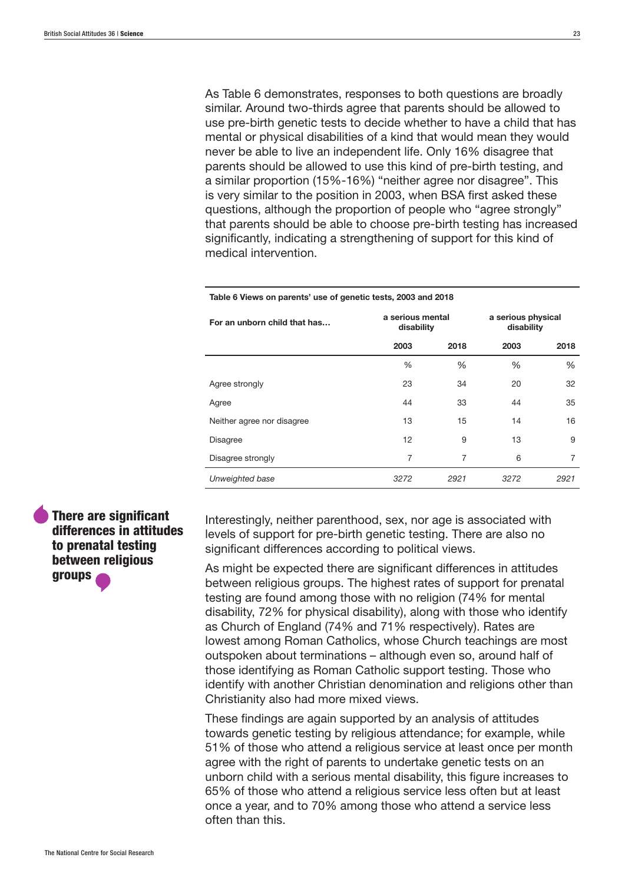As Table 6 demonstrates, responses to both questions are broadly similar. Around two-thirds agree that parents should be allowed to use pre-birth genetic tests to decide whether to have a child that has mental or physical disabilities of a kind that would mean they would never be able to live an independent life. Only 16% disagree that parents should be allowed to use this kind of pre-birth testing, and a similar proportion (15%-16%) "neither agree nor disagree". This is very similar to the position in 2003, when BSA first asked these questions, although the proportion of people who "agree strongly" that parents should be able to choose pre-birth testing has increased significantly, indicating a strengthening of support for this kind of medical intervention.

**Table 6 Views on parents' use of genetic tests, 2003 and 2018**

| For an unborn child that has… | a serious mental disability | | a serious physical disability | |
|---|---|---|---|---|
| | 2003 | 2018 | 2003 | 2018 |
| | % | % | % | % |
| Agree strongly | 23 | 34 | 20 | 32 |
| Agree | 44 | 33 | 44 | 35 |
| Neither agree nor disagree | 13 | 15 | 14 | 16 |
| Disagree | 12 | 9 | 13 | 9 |
| Disagree strongly | 7 | 7 | 6 | 7 |
| *Unweighted base* | *3272* | *2921* | *3272* | *2921* |

**There are significant differences in attitudes to prenatal testing between religious groups**

Interestingly, neither parenthood, sex, nor age is associated with levels of support for pre-birth genetic testing. There are also no significant differences according to political views.

As might be expected there are significant differences in attitudes between religious groups. The highest rates of support for prenatal testing are found among those with no religion (74% for mental disability, 72% for physical disability), along with those who identify as Church of England (74% and 71% respectively). Rates are lowest among Roman Catholics, whose Church teachings are most outspoken about terminations – although even so, around half of those identifying as Roman Catholic support testing. Those who identify with another Christian denomination and religions other than Christianity also had more mixed views.

These findings are again supported by an analysis of attitudes towards genetic testing by religious attendance; for example, while 51% of those who attend a religious service at least once per month agree with the right of parents to undertake genetic tests on an unborn child with a serious mental disability, this figure increases to 65% of those who attend a religious service less often but at least once a year, and to 70% among those who attend a service less often than this.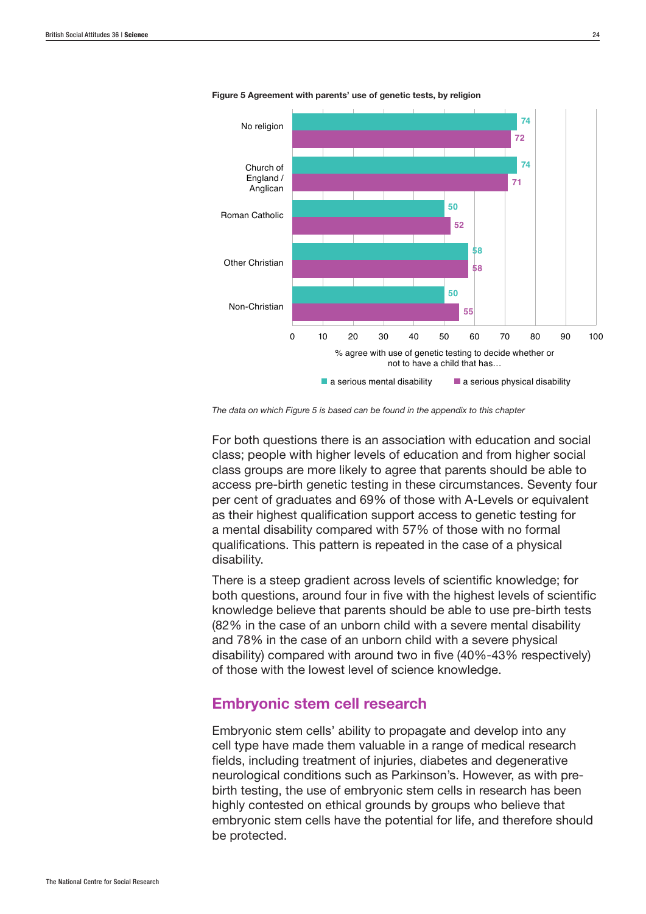**Figure 5 Agreement with parents' use of genetic tests, by religion**

| | a serious mental disability | a serious physical disability |
|---|---|---|
| No religion | 74 | 72 |
| Church of England / Anglican | 74 | 71 |
| Roman Catholic | 50 | 52 |
| Other Christian | 58 | 58 |
| Non-Christian | 50 | 55 |

% agree with use of genetic testing to decide whether or not to have a child that has…

*The data on which Figure 5 is based can be found in the appendix to this chapter*

For both questions there is an association with education and social class; people with higher levels of education and from higher social class groups are more likely to agree that parents should be able to access pre-birth genetic testing in these circumstances. Seventy four per cent of graduates and 69% of those with A-Levels or equivalent as their highest qualification support access to genetic testing for a mental disability compared with 57% of those with no formal qualifications. This pattern is repeated in the case of a physical disability.

There is a steep gradient across levels of scientific knowledge; for both questions, around four in five with the highest levels of scientific knowledge believe that parents should be able to use pre-birth tests (82% in the case of an unborn child with a severe mental disability and 78% in the case of an unborn child with a severe physical disability) compared with around two in five (40%-43% respectively) of those with the lowest level of science knowledge.

## Embryonic stem cell research

Embryonic stem cells' ability to propagate and develop into any cell type have made them valuable in a range of medical research fields, including treatment of injuries, diabetes and degenerative neurological conditions such as Parkinson's. However, as with pre-birth testing, the use of embryonic stem cells in research has been highly contested on ethical grounds by groups who believe that embryonic stem cells have the potential for life, and therefore should be protected.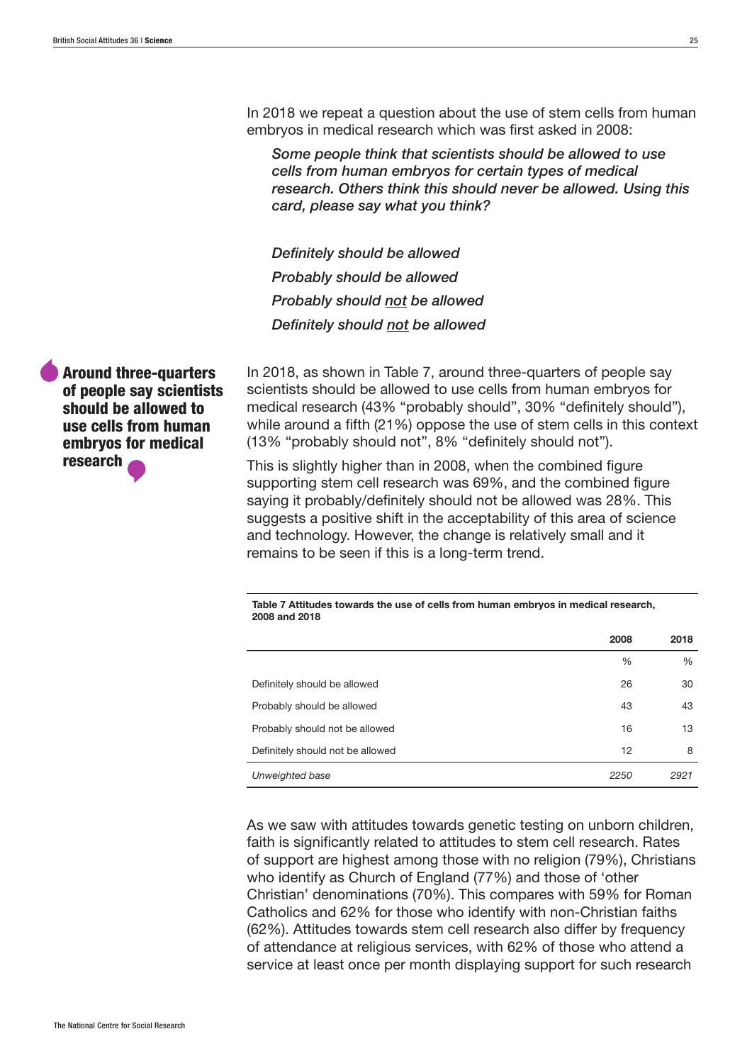In 2018 we repeat a question about the use of stem cells from human embryos in medical research which was first asked in 2008:

> *Some people think that scientists should be allowed to use cells from human embryos for certain types of medical research. Others think this should never be allowed. Using this card, please say what you think?*
>
> *Definitely should be allowed*
> *Probably should be allowed*
> *Probably should not be allowed*
> *Definitely should not be allowed*

**Around three-quarters of people say scientists should be allowed to use cells from human embryos for medical research**

In 2018, as shown in Table 7, around three-quarters of people say scientists should be allowed to use cells from human embryos for medical research (43% "probably should", 30% "definitely should"), while around a fifth (21%) oppose the use of stem cells in this context (13% "probably should not", 8% "definitely should not").

This is slightly higher than in 2008, when the combined figure supporting stem cell research was 69%, and the combined figure saying it probably/definitely should not be allowed was 28%. This suggests a positive shift in the acceptability of this area of science and technology. However, the change is relatively small and it remains to be seen if this is a long-term trend.

**Table 7 Attitudes towards the use of cells from human embryos in medical research, 2008 and 2018**

| | 2008 | 2018 |
|---|---|---|
| | % | % |
| Definitely should be allowed | 26 | 30 |
| Probably should be allowed | 43 | 43 |
| Probably should not be allowed | 16 | 13 |
| Definitely should not be allowed | 12 | 8 |
| *Unweighted base* | *2250* | *2921* |

As we saw with attitudes towards genetic testing on unborn children, faith is significantly related to attitudes to stem cell research. Rates of support are highest among those with no religion (79%), Christians who identify as Church of England (77%) and those of 'other Christian' denominations (70%). This compares with 59% for Roman Catholics and 62% for those who identify with non-Christian faiths (62%). Attitudes towards stem cell research also differ by frequency of attendance at religious services, with 62% of those who attend a service at least once per month displaying support for such research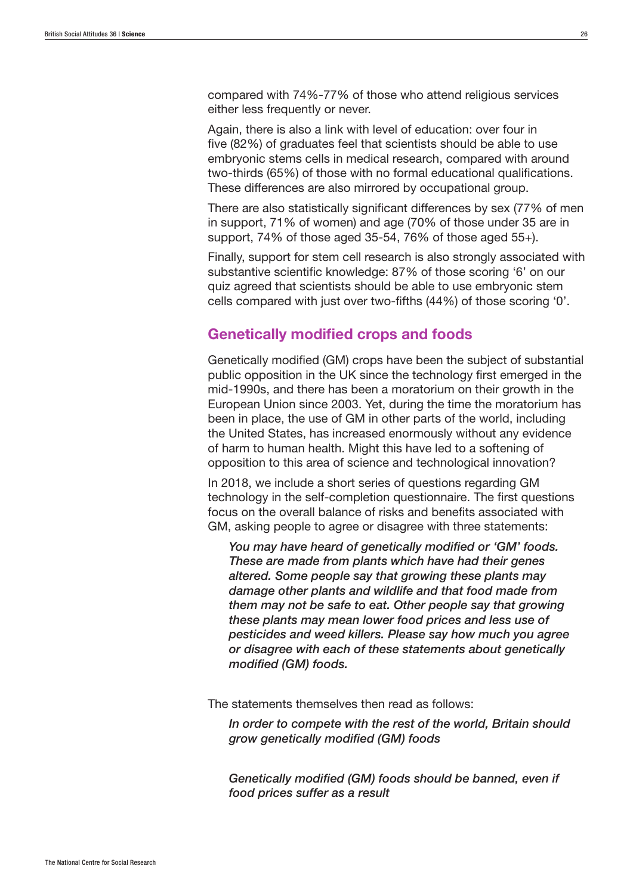compared with 74%-77% of those who attend religious services either less frequently or never.

Again, there is also a link with level of education: over four in five (82%) of graduates feel that scientists should be able to use embryonic stems cells in medical research, compared with around two-thirds (65%) of those with no formal educational qualifications. These differences are also mirrored by occupational group.

There are also statistically significant differences by sex (77% of men in support, 71% of women) and age (70% of those under 35 are in support, 74% of those aged 35-54, 76% of those aged 55+).

Finally, support for stem cell research is also strongly associated with substantive scientific knowledge: 87% of those scoring '6' on our quiz agreed that scientists should be able to use embryonic stem cells compared with just over two-fifths (44%) of those scoring '0'.

## Genetically modified crops and foods

Genetically modified (GM) crops have been the subject of substantial public opposition in the UK since the technology first emerged in the mid-1990s, and there has been a moratorium on their growth in the European Union since 2003. Yet, during the time the moratorium has been in place, the use of GM in other parts of the world, including the United States, has increased enormously without any evidence of harm to human health. Might this have led to a softening of opposition to this area of science and technological innovation?

In 2018, we include a short series of questions regarding GM technology in the self-completion questionnaire. The first questions focus on the overall balance of risks and benefits associated with GM, asking people to agree or disagree with three statements:

> *You may have heard of genetically modified or 'GM' foods. These are made from plants which have had their genes altered. Some people say that growing these plants may damage other plants and wildlife and that food made from them may not be safe to eat. Other people say that growing these plants may mean lower food prices and less use of pesticides and weed killers. Please say how much you agree or disagree with each of these statements about genetically modified (GM) foods.*

The statements themselves then read as follows:

> *In order to compete with the rest of the world, Britain should grow genetically modified (GM) foods*

> *Genetically modified (GM) foods should be banned, even if food prices suffer as a result*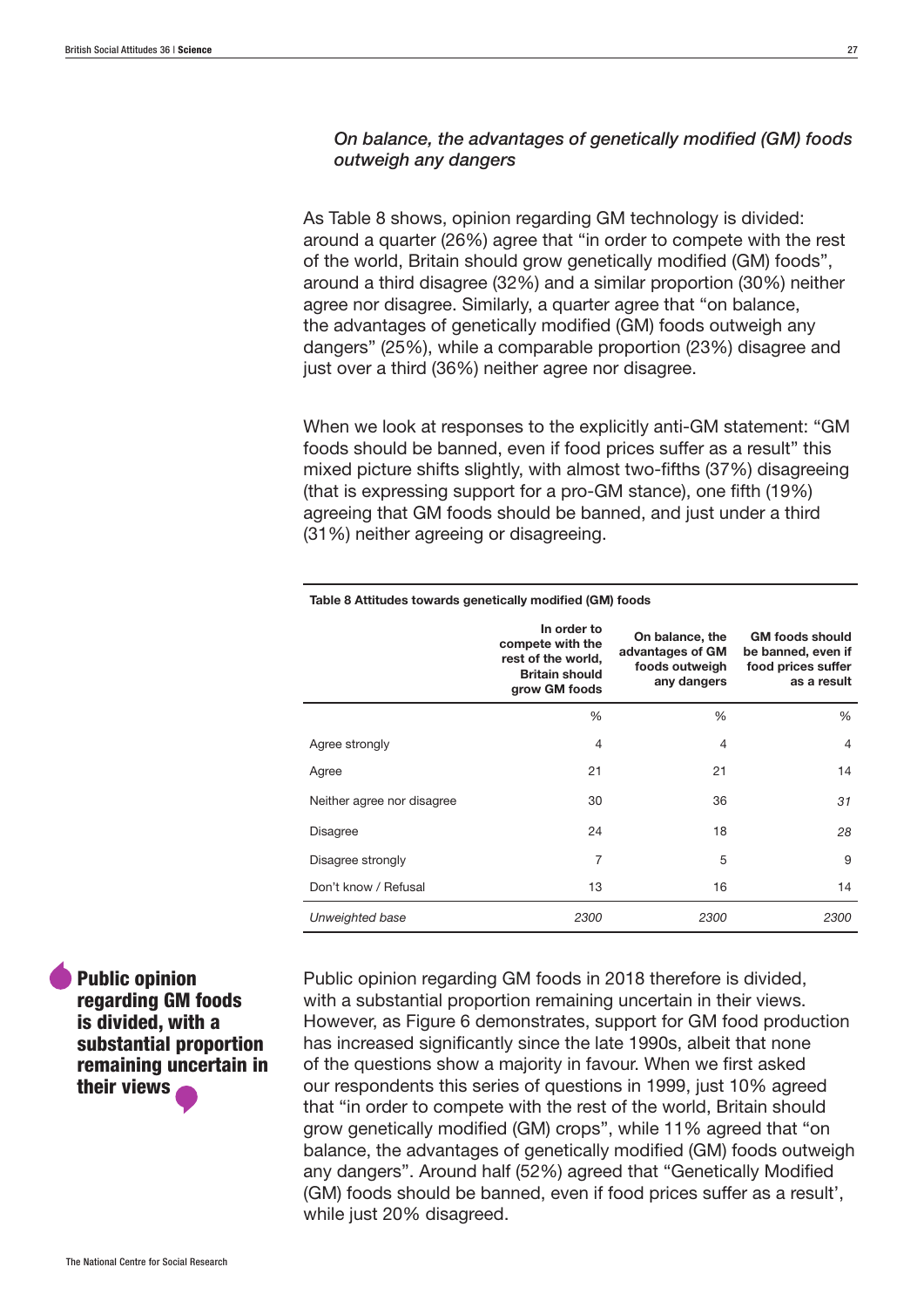*On balance, the advantages of genetically modified (GM) foods outweigh any dangers*

As Table 8 shows, opinion regarding GM technology is divided: around a quarter (26%) agree that "in order to compete with the rest of the world, Britain should grow genetically modified (GM) foods", around a third disagree (32%) and a similar proportion (30%) neither agree nor disagree. Similarly, a quarter agree that "on balance, the advantages of genetically modified (GM) foods outweigh any dangers" (25%), while a comparable proportion (23%) disagree and just over a third (36%) neither agree nor disagree.

When we look at responses to the explicitly anti-GM statement: "GM foods should be banned, even if food prices suffer as a result" this mixed picture shifts slightly, with almost two-fifths (37%) disagreeing (that is expressing support for a pro-GM stance), one fifth (19%) agreeing that GM foods should be banned, and just under a third (31%) neither agreeing or disagreeing.

**Table 8 Attitudes towards genetically modified (GM) foods**

| | In order to compete with the rest of the world, Britain should grow GM foods | On balance, the advantages of GM foods outweigh any dangers | GM foods should be banned, even if food prices suffer as a result |
|---|---|---|---|
| | % | % | % |
| Agree strongly | 4 | 4 | 4 |
| Agree | 21 | 21 | 14 |
| Neither agree nor disagree | 30 | 36 | *31* |
| Disagree | 24 | 18 | *28* |
| Disagree strongly | 7 | 5 | 9 |
| Don't know / Refusal | 13 | 16 | 14 |
| *Unweighted base* | *2300* | *2300* | *2300* |

**Public opinion regarding GM foods is divided, with a substantial proportion remaining uncertain in their views**

Public opinion regarding GM foods in 2018 therefore is divided, with a substantial proportion remaining uncertain in their views. However, as Figure 6 demonstrates, support for GM food production has increased significantly since the late 1990s, albeit that none of the questions show a majority in favour. When we first asked our respondents this series of questions in 1999, just 10% agreed that "in order to compete with the rest of the world, Britain should grow genetically modified (GM) crops", while 11% agreed that "on balance, the advantages of genetically modified (GM) foods outweigh any dangers". Around half (52%) agreed that "Genetically Modified (GM) foods should be banned, even if food prices suffer as a result', while just 20% disagreed.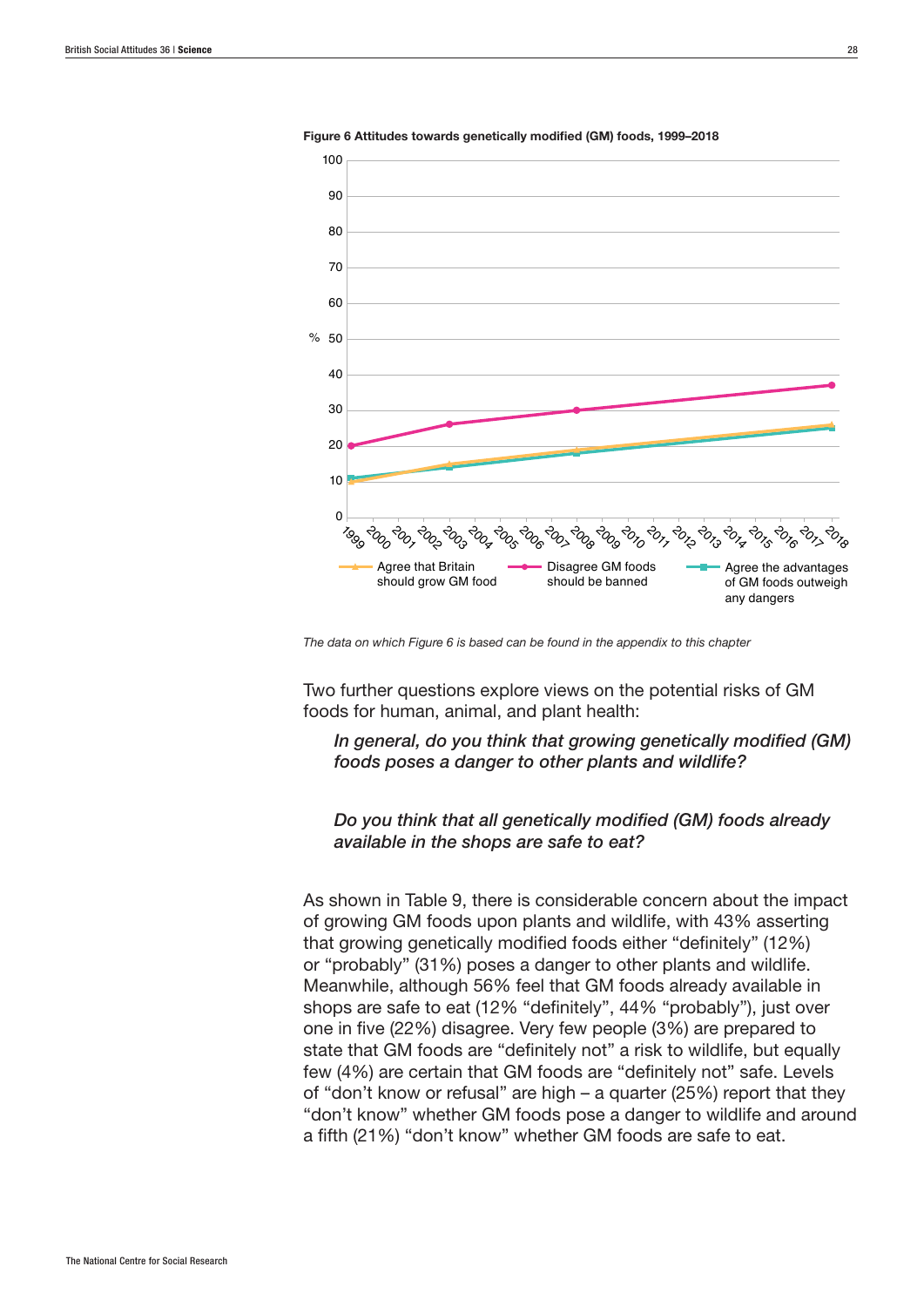**Figure 6 Attitudes towards genetically modified (GM) foods, 1999–2018**

100
90
80
70
60
% 50
40
30
20
10
0

1999 2000 2001 2002 2003 2004 2005 2006 2007 2008 2009 2010 2011 2012 2013 2014 2015 2016 2017 2018

Agree that Britain should grow GM food
Disagree GM foods should be banned
Agree the advantages of GM foods outweigh any dangers

*The data on which Figure 6 is based can be found in the appendix to this chapter*

Two further questions explore views on the potential risks of GM foods for human, animal, and plant health:

> *In general, do you think that growing genetically modified (GM) foods poses a danger to other plants and wildlife?*

> *Do you think that all genetically modified (GM) foods already available in the shops are safe to eat?*

As shown in Table 9, there is considerable concern about the impact of growing GM foods upon plants and wildlife, with 43% asserting that growing genetically modified foods either "definitely" (12%) or "probably" (31%) poses a danger to other plants and wildlife. Meanwhile, although 56% feel that GM foods already available in shops are safe to eat (12% "definitely", 44% "probably"), just over one in five (22%) disagree. Very few people (3%) are prepared to state that GM foods are "definitely not" a risk to wildlife, but equally few (4%) are certain that GM foods are "definitely not" safe. Levels of "don't know or refusal" are high – a quarter (25%) report that they "don't know" whether GM foods pose a danger to wildlife and around a fifth (21%) "don't know" whether GM foods are safe to eat.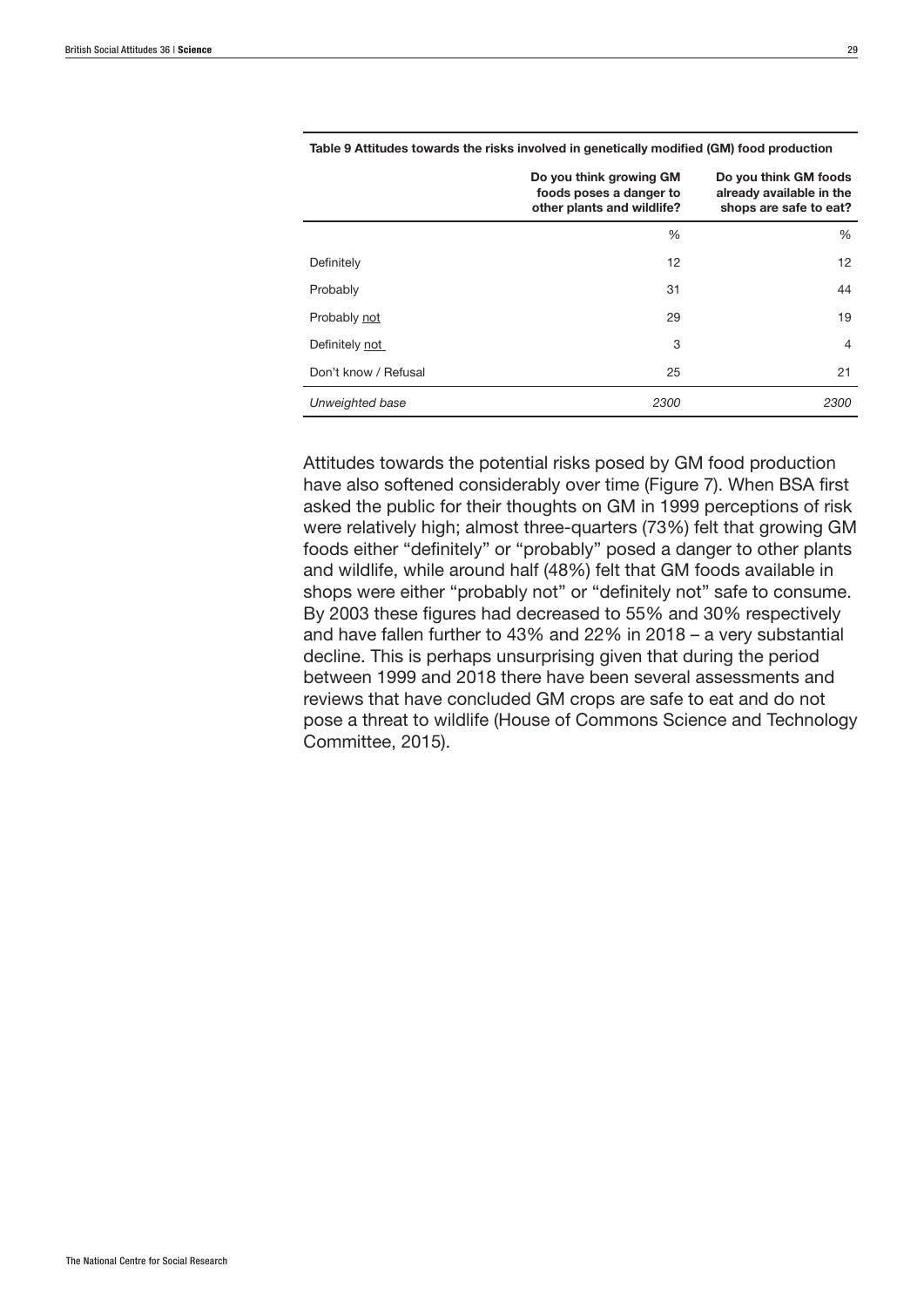**Table 9 Attitudes towards the risks involved in genetically modified (GM) food production**

| | Do you think growing GM foods poses a danger to other plants and wildlife? | Do you think GM foods already available in the shops are safe to eat? |
|---|---|---|
| | % | % |
| Definitely | 12 | 12 |
| Probably | 31 | 44 |
| Probably not | 29 | 19 |
| Definitely not | 3 | 4 |
| Don't know / Refusal | 25 | 21 |
| *Unweighted base* | *2300* | *2300* |

Attitudes towards the potential risks posed by GM food production have also softened considerably over time (Figure 7). When BSA first asked the public for their thoughts on GM in 1999 perceptions of risk were relatively high; almost three-quarters (73%) felt that growing GM foods either "definitely" or "probably" posed a danger to other plants and wildlife, while around half (48%) felt that GM foods available in shops were either "probably not" or "definitely not" safe to consume. By 2003 these figures had decreased to 55% and 30% respectively and have fallen further to 43% and 22% in 2018 – a very substantial decline. This is perhaps unsurprising given that during the period between 1999 and 2018 there have been several assessments and reviews that have concluded GM crops are safe to eat and do not pose a threat to wildlife (House of Commons Science and Technology Committee, 2015).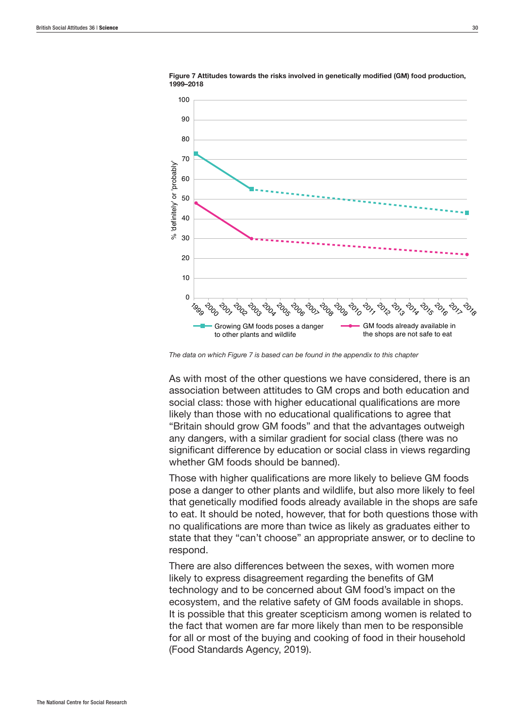**Figure 7 Attitudes towards the risks involved in genetically modified (GM) food production, 1999–2018**

% 'definitely' or 'probably'

100
90
80
70
60
50
40
30
20
10
0

1999 2000 2001 2002 2003 2004 2005 2006 2007 2008 2009 2010 2011 2012 2013 2014 2015 2016 2017 2018

Growing GM foods poses a danger to other plants and wildlife

GM foods already available in the shops are not safe to eat

*The data on which Figure 7 is based can be found in the appendix to this chapter*

As with most of the other questions we have considered, there is an association between attitudes to GM crops and both education and social class: those with higher educational qualifications are more likely than those with no educational qualifications to agree that "Britain should grow GM foods" and that the advantages outweigh any dangers, with a similar gradient for social class (there was no significant difference by education or social class in views regarding whether GM foods should be banned).

Those with higher qualifications are more likely to believe GM foods pose a danger to other plants and wildlife, but also more likely to feel that genetically modified foods already available in the shops are safe to eat. It should be noted, however, that for both questions those with no qualifications are more than twice as likely as graduates either to state that they "can't choose" an appropriate answer, or to decline to respond.

There are also differences between the sexes, with women more likely to express disagreement regarding the benefits of GM technology and to be concerned about GM food's impact on the ecosystem, and the relative safety of GM foods available in shops. It is possible that this greater scepticism among women is related to the fact that women are far more likely than men to be responsible for all or most of the buying and cooking of food in their household (Food Standards Agency, 2019).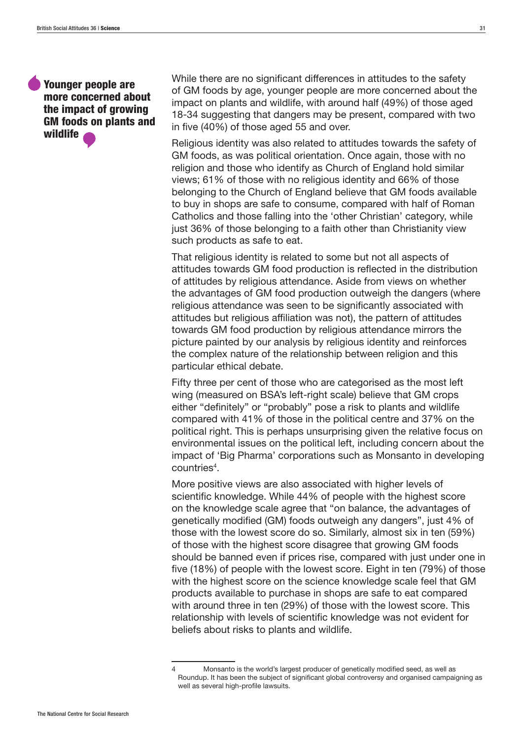**Younger people are more concerned about the impact of growing GM foods on plants and wildlife**

While there are no significant differences in attitudes to the safety of GM foods by age, younger people are more concerned about the impact on plants and wildlife, with around half (49%) of those aged 18-34 suggesting that dangers may be present, compared with two in five (40%) of those aged 55 and over.

Religious identity was also related to attitudes towards the safety of GM foods, as was political orientation. Once again, those with no religion and those who identify as Church of England hold similar views; 61% of those with no religious identity and 66% of those belonging to the Church of England believe that GM foods available to buy in shops are safe to consume, compared with half of Roman Catholics and those falling into the 'other Christian' category, while just 36% of those belonging to a faith other than Christianity view such products as safe to eat.

That religious identity is related to some but not all aspects of attitudes towards GM food production is reflected in the distribution of attitudes by religious attendance. Aside from views on whether the advantages of GM food production outweigh the dangers (where religious attendance was seen to be significantly associated with attitudes but religious affiliation was not), the pattern of attitudes towards GM food production by religious attendance mirrors the picture painted by our analysis by religious identity and reinforces the complex nature of the relationship between religion and this particular ethical debate.

Fifty three per cent of those who are categorised as the most left wing (measured on BSA's left-right scale) believe that GM crops either "definitely" or "probably" pose a risk to plants and wildlife compared with 41% of those in the political centre and 37% on the political right. This is perhaps unsurprising given the relative focus on environmental issues on the political left, including concern about the impact of 'Big Pharma' corporations such as Monsanto in developing countries[4].

More positive views are also associated with higher levels of scientific knowledge. While 44% of people with the highest score on the knowledge scale agree that "on balance, the advantages of genetically modified (GM) foods outweigh any dangers", just 4% of those with the lowest score do so. Similarly, almost six in ten (59%) of those with the highest score disagree that growing GM foods should be banned even if prices rise, compared with just under one in five (18%) of people with the lowest score. Eight in ten (79%) of those with the highest score on the science knowledge scale feel that GM products available to purchase in shops are safe to eat compared with around three in ten (29%) of those with the lowest score. This relationship with levels of scientific knowledge was not evident for beliefs about risks to plants and wildlife.

---

4 Monsanto is the world's largest producer of genetically modified seed, as well as Roundup. It has been the subject of significant global controversy and organised campaigning as well as several high-profile lawsuits.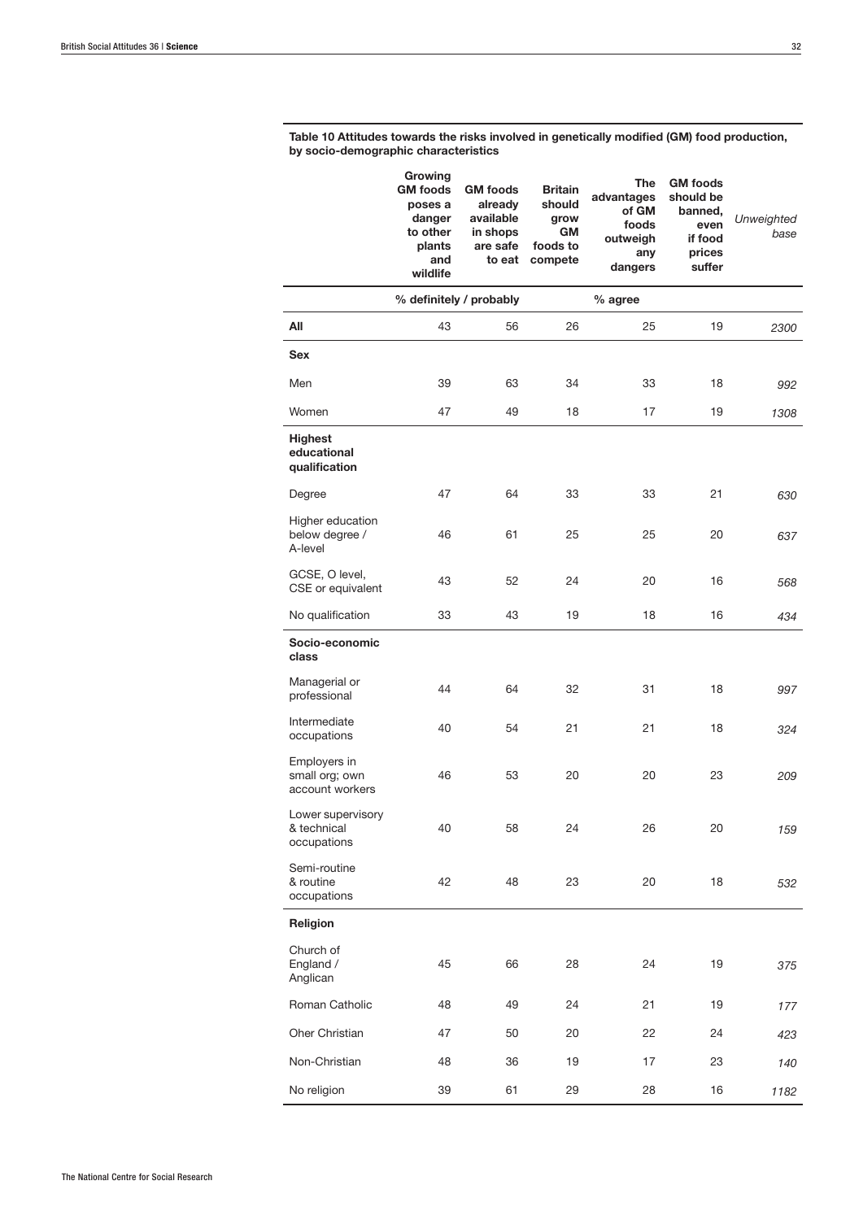**Table 10 Attitudes towards the risks involved in genetically modified (GM) food production, by socio-demographic characteristics**

| | Growing GM foods poses a danger to other plants and wildlife | GM foods already available in shops are safe to eat | Britain should grow GM foods to compete | The advantages of GM foods outweigh any dangers | GM foods should be banned, even if food prices suffer | *Unweighted base* |
|---|---|---|---|---|---|---|
| | % definitely / probably | | % agree | | | |
| **All** | 43 | 56 | 26 | 25 | 19 | *2300* |
| **Sex** | | | | | | |
| Men | 39 | 63 | 34 | 33 | 18 | *992* |
| Women | 47 | 49 | 18 | 17 | 19 | *1308* |
| **Highest educational qualification** | | | | | | |
| Degree | 47 | 64 | 33 | 33 | 21 | *630* |
| Higher education below degree / A-level | 46 | 61 | 25 | 25 | 20 | *637* |
| GCSE, O level, CSE or equivalent | 43 | 52 | 24 | 20 | 16 | *568* |
| No qualification | 33 | 43 | 19 | 18 | 16 | *434* |
| **Socio-economic class** | | | | | | |
| Managerial or professional | 44 | 64 | 32 | 31 | 18 | *997* |
| Intermediate occupations | 40 | 54 | 21 | 21 | 18 | *324* |
| Employers in small org; own account workers | 46 | 53 | 20 | 20 | 23 | *209* |
| Lower supervisory & technical occupations | 40 | 58 | 24 | 26 | 20 | *159* |
| Semi-routine & routine occupations | 42 | 48 | 23 | 20 | 18 | *532* |
| **Religion** | | | | | | |
| Church of England / Anglican | 45 | 66 | 28 | 24 | 19 | *375* |
| Roman Catholic | 48 | 49 | 24 | 21 | 19 | *177* |
| Oher Christian | 47 | 50 | 20 | 22 | 24 | *423* |
| Non-Christian | 48 | 36 | 19 | 17 | 23 | *140* |
| No religion | 39 | 61 | 29 | 28 | 16 | *1182* |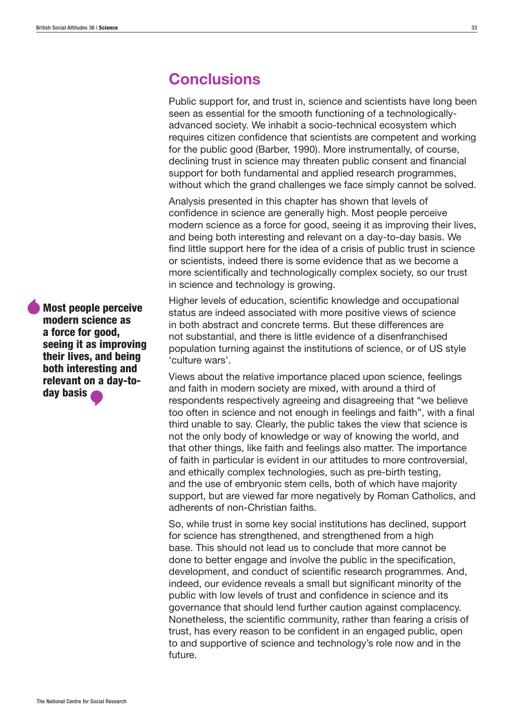## Conclusions

Public support for, and trust in, science and scientists have long been seen as essential for the smooth functioning of a technologically-advanced society. We inhabit a socio-technical ecosystem which requires citizen confidence that scientists are competent and working for the public good (Barber, 1990). More instrumentally, of course, declining trust in science may threaten public consent and financial support for both fundamental and applied research programmes, without which the grand challenges we face simply cannot be solved.

Analysis presented in this chapter has shown that levels of confidence in science are generally high. Most people perceive modern science as a force for good, seeing it as improving their lives, and being both interesting and relevant on a day-to-day basis. We find little support here for the idea of a crisis of public trust in science or scientists, indeed there is some evidence that as we become a more scientifically and technologically complex society, so our trust in science and technology is growing.

**Most people perceive modern science as a force for good, seeing it as improving their lives, and being both interesting and relevant on a day-to-day basis**

Higher levels of education, scientific knowledge and occupational status are indeed associated with more positive views of science in both abstract and concrete terms. But these differences are not substantial, and there is little evidence of a disenfranchised population turning against the institutions of science, or of US style 'culture wars'.

Views about the relative importance placed upon science, feelings and faith in modern society are mixed, with around a third of respondents respectively agreeing and disagreeing that "we believe too often in science and not enough in feelings and faith", with a final third unable to say. Clearly, the public takes the view that science is not the only body of knowledge or way of knowing the world, and that other things, like faith and feelings also matter. The importance of faith in particular is evident in our attitudes to more controversial, and ethically complex technologies, such as pre-birth testing, and the use of embryonic stem cells, both of which have majority support, but are viewed far more negatively by Roman Catholics, and adherents of non-Christian faiths.

So, while trust in some key social institutions has declined, support for science has strengthened, and strengthened from a high base. This should not lead us to conclude that more cannot be done to better engage and involve the public in the specification, development, and conduct of scientific research programmes. And, indeed, our evidence reveals a small but significant minority of the public with low levels of trust and confidence in science and its governance that should lend further caution against complacency. Nonetheless, the scientific community, rather than fearing a crisis of trust, has every reason to be confident in an engaged public, open to and supportive of science and technology's role now and in the future.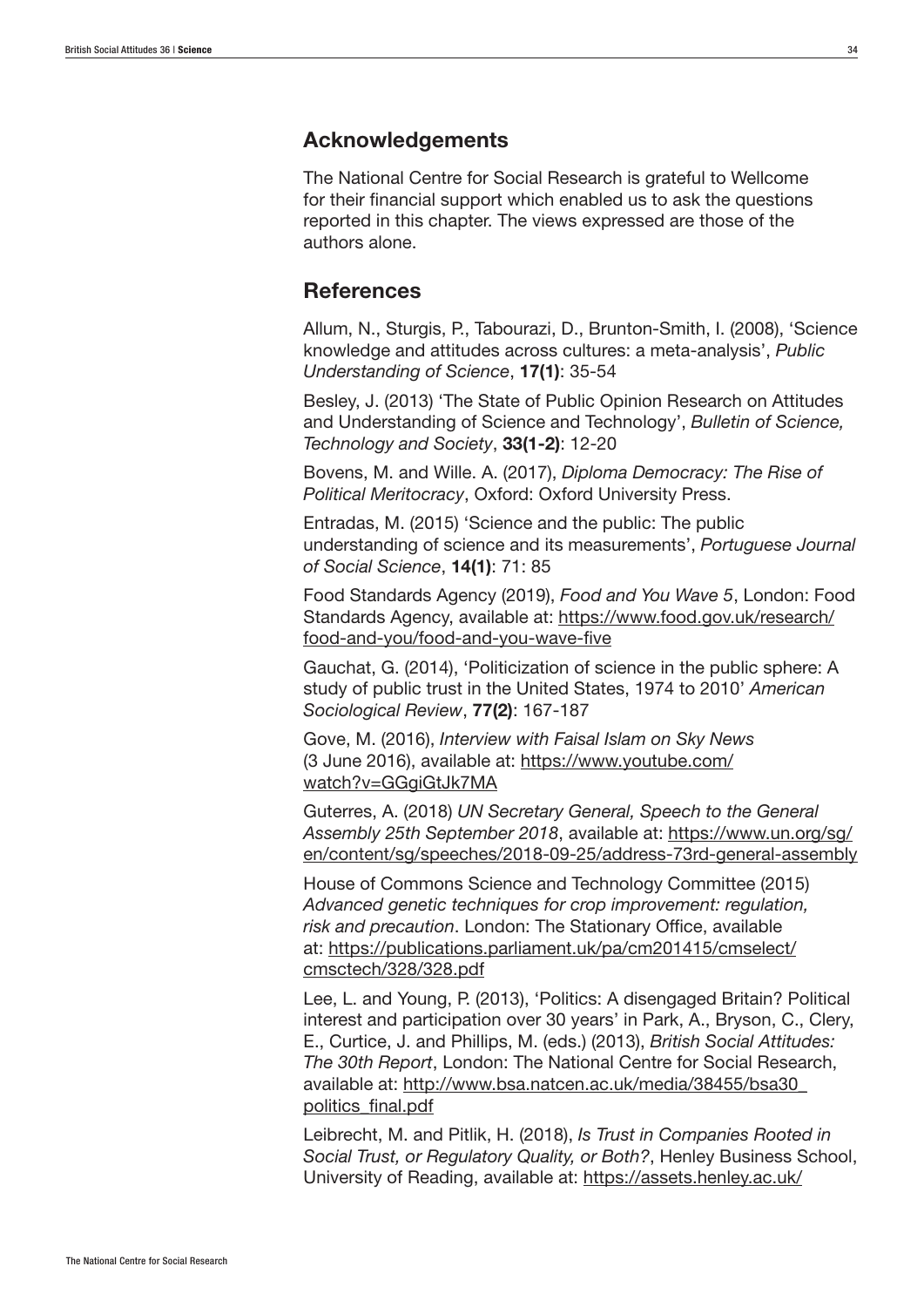## Acknowledgements

The National Centre for Social Research is grateful to Wellcome for their financial support which enabled us to ask the questions reported in this chapter. The views expressed are those of the authors alone.

## References

Allum, N., Sturgis, P., Tabourazi, D., Brunton-Smith, I. (2008), 'Science knowledge and attitudes across cultures: a meta-analysis', *Public Understanding of Science*, **17(1)**: 35-54

Besley, J. (2013) 'The State of Public Opinion Research on Attitudes and Understanding of Science and Technology', *Bulletin of Science, Technology and Society*, **33(1-2)**: 12-20

Bovens, M. and Wille. A. (2017), *Diploma Democracy: The Rise of Political Meritocracy*, Oxford: Oxford University Press.

Entradas, M. (2015) 'Science and the public: The public understanding of science and its measurements', *Portuguese Journal of Social Science*, **14(1)**: 71: 85

Food Standards Agency (2019), *Food and You Wave 5*, London: Food Standards Agency, available at: https://www.food.gov.uk/research/food-and-you/food-and-you-wave-five

Gauchat, G. (2014), 'Politicization of science in the public sphere: A study of public trust in the United States, 1974 to 2010' *American Sociological Review*, **77(2)**: 167-187

Gove, M. (2016), *Interview with Faisal Islam on Sky News* (3 June 2016), available at: https://www.youtube.com/watch?v=GGgiGtJk7MA

Guterres, A. (2018) *UN Secretary General, Speech to the General Assembly 25th September 2018*, available at: https://www.un.org/sg/en/content/sg/speeches/2018-09-25/address-73rd-general-assembly

House of Commons Science and Technology Committee (2015) *Advanced genetic techniques for crop improvement: regulation, risk and precaution*. London: The Stationary Office, available at: https://publications.parliament.uk/pa/cm201415/cmselect/cmsctech/328/328.pdf

Lee, L. and Young, P. (2013), 'Politics: A disengaged Britain? Political interest and participation over 30 years' in Park, A., Bryson, C., Clery, E., Curtice, J. and Phillips, M. (eds.) (2013), *British Social Attitudes: The 30th Report*, London: The National Centre for Social Research, available at: http://www.bsa.natcen.ac.uk/media/38455/bsa30_politics_final.pdf

Leibrecht, M. and Pitlik, H. (2018), *Is Trust in Companies Rooted in Social Trust, or Regulatory Quality, or Both?*, Henley Business School, University of Reading, available at: https://assets.henley.ac.uk/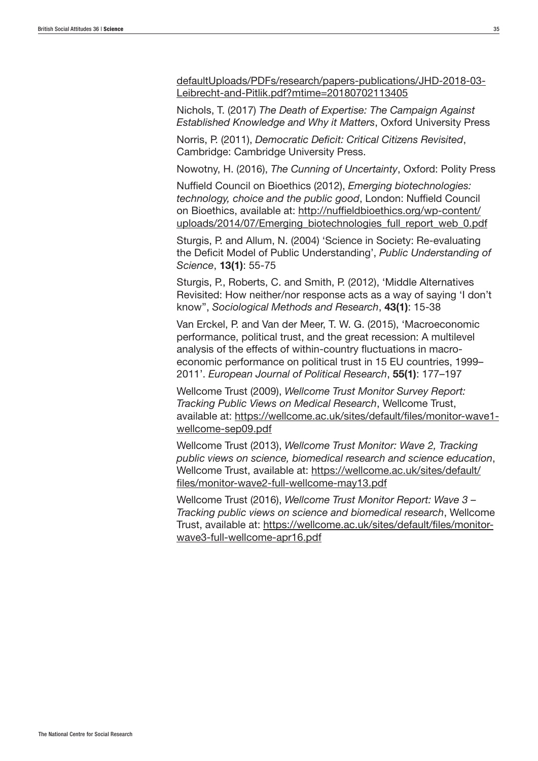defaultUploads/PDFs/research/papers-publications/JHD-2018-03-Leibrecht-and-Pitlik.pdf?mtime=20180702113405

Nichols, T. (2017) *The Death of Expertise: The Campaign Against Established Knowledge and Why it Matters*, Oxford University Press

Norris, P. (2011), *Democratic Deficit: Critical Citizens Revisited*, Cambridge: Cambridge University Press.

Nowotny, H. (2016), *The Cunning of Uncertainty*, Oxford: Polity Press

Nuffield Council on Bioethics (2012), *Emerging biotechnologies: technology, choice and the public good*, London: Nuffield Council on Bioethics, available at: http://nuffieldbioethics.org/wp-content/uploads/2014/07/Emerging_biotechnologies_full_report_web_0.pdf

Sturgis, P. and Allum, N. (2004) 'Science in Society: Re-evaluating the Deficit Model of Public Understanding', *Public Understanding of Science*, **13(1)**: 55-75

Sturgis, P., Roberts, C. and Smith, P. (2012), 'Middle Alternatives Revisited: How neither/nor response acts as a way of saying 'I don't know'', *Sociological Methods and Research*, **43(1)**: 15-38

Van Erckel, P. and Van der Meer, T. W. G. (2015), 'Macroeconomic performance, political trust, and the great recession: A multilevel analysis of the effects of within-country fluctuations in macro-economic performance on political trust in 15 EU countries, 1999–2011'. *European Journal of Political Research*, **55(1)**: 177–197

Wellcome Trust (2009), *Wellcome Trust Monitor Survey Report: Tracking Public Views on Medical Research*, Wellcome Trust, available at: https://wellcome.ac.uk/sites/default/files/monitor-wave1-wellcome-sep09.pdf

Wellcome Trust (2013), *Wellcome Trust Monitor: Wave 2, Tracking public views on science, biomedical research and science education*, Wellcome Trust, available at: https://wellcome.ac.uk/sites/default/files/monitor-wave2-full-wellcome-may13.pdf

Wellcome Trust (2016), *Wellcome Trust Monitor Report: Wave 3 – Tracking public views on science and biomedical research*, Wellcome Trust, available at: https://wellcome.ac.uk/sites/default/files/monitor-wave3-full-wellcome-apr16.pdf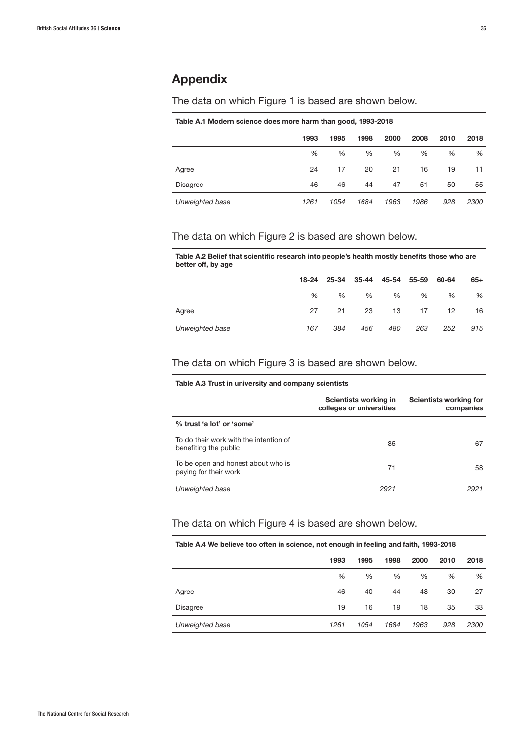# Appendix

The data on which Figure 1 is based are shown below.

**Table A.1 Modern science does more harm than good, 1993-2018**

| | 1993 | 1995 | 1998 | 2000 | 2008 | 2010 | 2018 |
|---|---|---|---|---|---|---|---|
| | % | % | % | % | % | % | % |
| Agree | 24 | 17 | 20 | 21 | 16 | 19 | 11 |
| Disagree | 46 | 46 | 44 | 47 | 51 | 50 | 55 |
| *Unweighted base* | *1261* | *1054* | *1684* | *1963* | *1986* | *928* | *2300* |

The data on which Figure 2 is based are shown below.

**Table A.2 Belief that scientific research into people's health mostly benefits those who are better off, by age**

| | 18-24 | 25-34 | 35-44 | 45-54 | 55-59 | 60-64 | 65+ |
|---|---|---|---|---|---|---|---|
| | % | % | % | % | % | % | % |
| Agree | 27 | 21 | 23 | 13 | 17 | 12 | 16 |
| *Unweighted base* | *167* | *384* | *456* | *480* | *263* | *252* | *915* |

The data on which Figure 3 is based are shown below.

**Table A.3 Trust in university and company scientists**

| | Scientists working in colleges or universities | Scientists working for companies |
|---|---|---|
| **% trust 'a lot' or 'some'** | | |
| To do their work with the intention of benefiting the public | 85 | 67 |
| To be open and honest about who is paying for their work | 71 | 58 |
| *Unweighted base* | *2921* | *2921* |

The data on which Figure 4 is based are shown below.

**Table A.4 We believe too often in science, not enough in feeling and faith, 1993-2018**

| | 1993 | 1995 | 1998 | 2000 | 2010 | 2018 |
|---|---|---|---|---|---|---|
| | % | % | % | % | % | % |
| Agree | 46 | 40 | 44 | 48 | 30 | 27 |
| Disagree | 19 | 16 | 19 | 18 | 35 | 33 |
| *Unweighted base* | *1261* | *1054* | *1684* | *1963* | *928* | *2300* |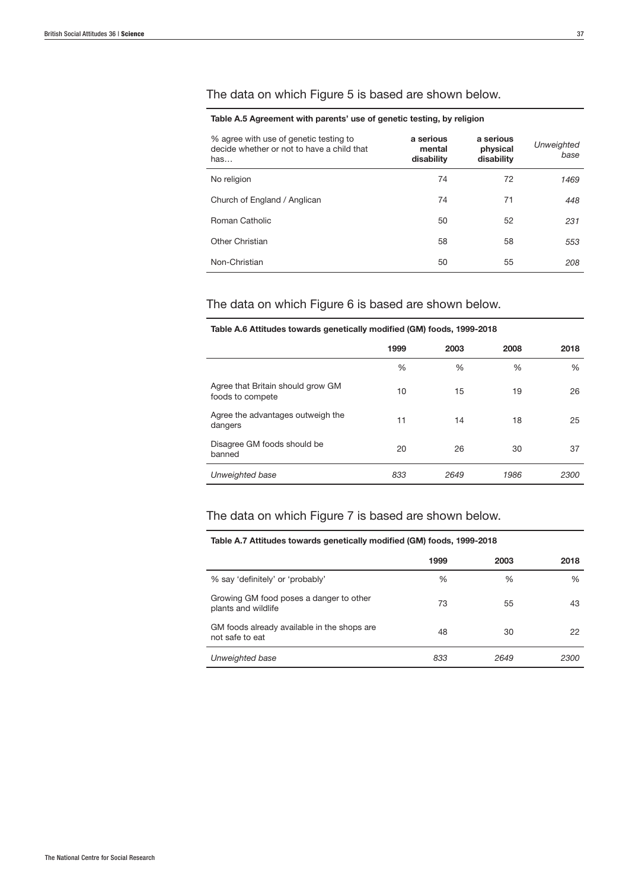The data on which Figure 5 is based are shown below.

**Table A.5 Agreement with parents' use of genetic testing, by religion**

| % agree with use of genetic testing to decide whether or not to have a child that has… | a serious mental disability | a serious physical disability | *Unweighted base* |
|---|---|---|---|
| No religion | 74 | 72 | *1469* |
| Church of England / Anglican | 74 | 71 | *448* |
| Roman Catholic | 50 | 52 | *231* |
| Other Christian | 58 | 58 | *553* |
| Non-Christian | 50 | 55 | *208* |

The data on which Figure 6 is based are shown below.

**Table A.6 Attitudes towards genetically modified (GM) foods, 1999-2018**

| | 1999 | 2003 | 2008 | 2018 |
|---|---|---|---|---|
| | % | % | % | % |
| Agree that Britain should grow GM foods to compete | 10 | 15 | 19 | 26 |
| Agree the advantages outweigh the dangers | 11 | 14 | 18 | 25 |
| Disagree GM foods should be banned | 20 | 26 | 30 | 37 |
| *Unweighted base* | *833* | *2649* | *1986* | *2300* |

The data on which Figure 7 is based are shown below.

**Table A.7 Attitudes towards genetically modified (GM) foods, 1999-2018**

| | 1999 | 2003 | 2018 |
|---|---|---|---|
| % say 'definitely' or 'probably' | % | % | % |
| Growing GM food poses a danger to other plants and wildlife | 73 | 55 | 43 |
| GM foods already available in the shops are not safe to eat | 48 | 30 | 22 |
| *Unweighted base* | *833* | *2649* | *2300* |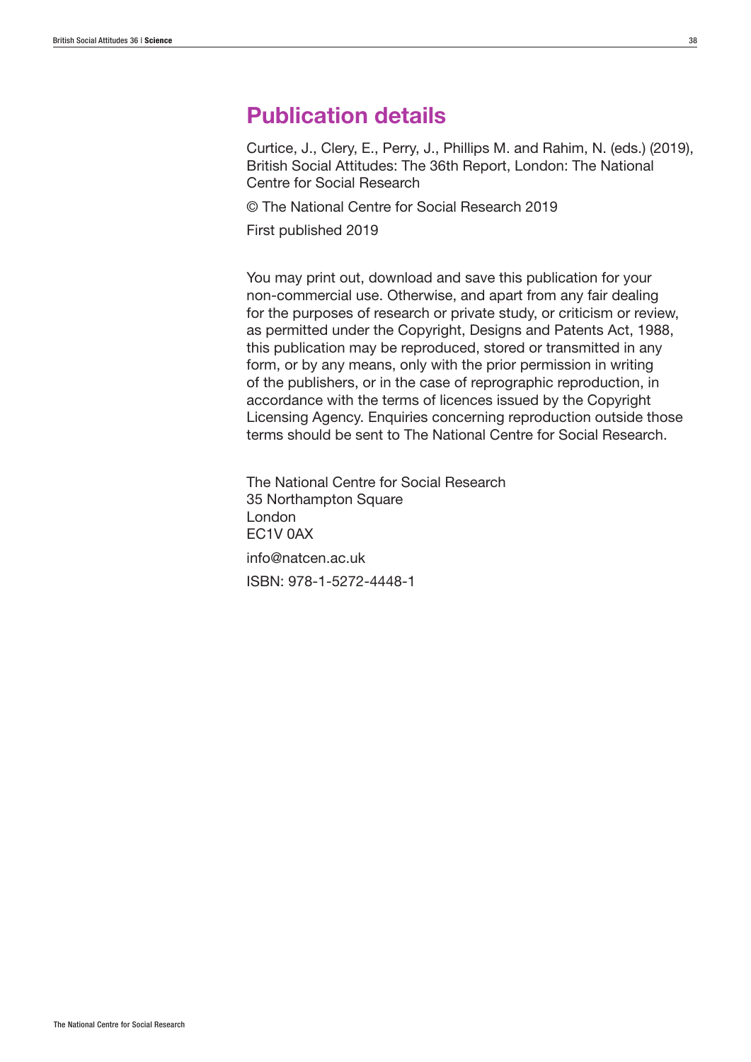# Publication details

Curtice, J., Clery, E., Perry, J., Phillips M. and Rahim, N. (eds.) (2019), British Social Attitudes: The 36th Report, London: The National Centre for Social Research

© The National Centre for Social Research 2019

First published 2019

You may print out, download and save this publication for your non-commercial use. Otherwise, and apart from any fair dealing for the purposes of research or private study, or criticism or review, as permitted under the Copyright, Designs and Patents Act, 1988, this publication may be reproduced, stored or transmitted in any form, or by any means, only with the prior permission in writing of the publishers, or in the case of reprographic reproduction, in accordance with the terms of licences issued by the Copyright Licensing Agency. Enquiries concerning reproduction outside those terms should be sent to The National Centre for Social Research.

The National Centre for Social Research
35 Northampton Square
London
EC1V 0AX

info@natcen.ac.uk

ISBN: 978-1-5272-4448-1